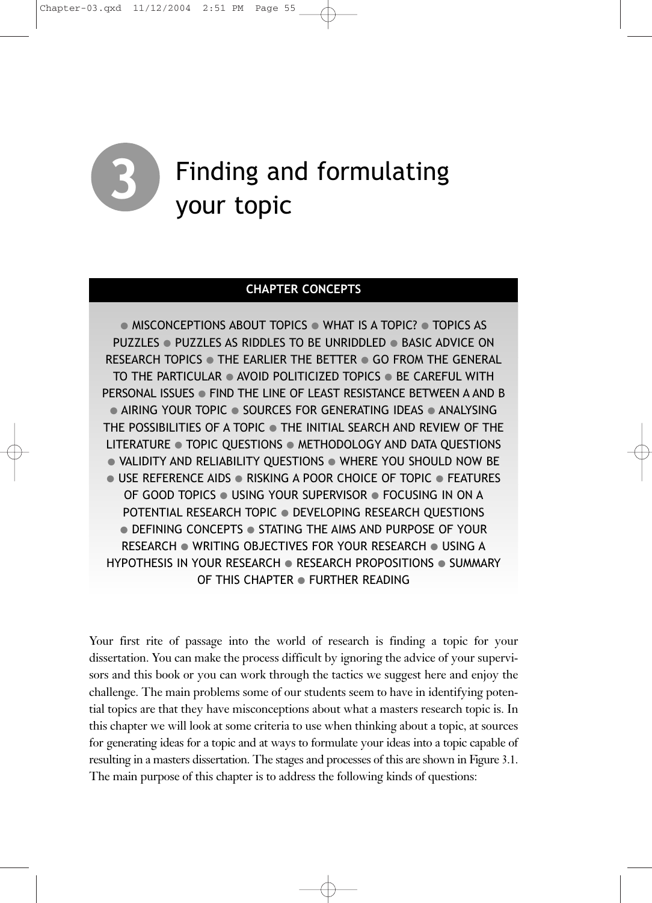# 3 Finding and formulating your topic

**CHAPTER CONCEPTS**

● MISCONCEPTIONS ABOUT TOPICS ● WHAT IS A TOPIC? ● TOPICS AS PUZZLES ● PUZZLES AS RIDDLES TO BE UNRIDDLED ● BASIC ADVICE ON RESEARCH TOPICS ● THE EARLIER THE BETTER ● GO FROM THE GENERAL TO THE PARTICULAR ● AVOID POLITICIZED TOPICS ● BE CAREFUL WITH PERSONAL ISSUES ● FIND THE LINE OF LEAST RESISTANCE BETWEEN A AND B ● AIRING YOUR TOPIC ● SOURCES FOR GENERATING IDEAS ● ANALYSING THE POSSIBILITIES OF A TOPIC ● THE INITIAL SEARCH AND REVIEW OF THE LITERATURE ● TOPIC QUESTIONS ● METHODOLOGY AND DATA QUESTIONS ● VALIDITY AND RELIABILITY QUESTIONS ● WHERE YOU SHOULD NOW BE ● USE REFERENCE AIDS ● RISKING A POOR CHOICE OF TOPIC ● FEATURES OF GOOD TOPICS ● USING YOUR SUPERVISOR ● FOCUSING IN ON A POTENTIAL RESEARCH TOPIC ● DEVELOPING RESEARCH QUESTIONS ● DEFINING CONCEPTS ● STATING THE AIMS AND PURPOSE OF YOUR RESEARCH ● WRITING OBJECTIVES FOR YOUR RESEARCH ● USING A HYPOTHESIS IN YOUR RESEARCH ● RESEARCH PROPOSITIONS ● SUMMARY OF THIS CHAPTER ● FURTHER READING

Your first rite of passage into the world of research is finding a topic for your dissertation. You can make the process difficult by ignoring the advice of your supervisors and this book or you can work through the tactics we suggest here and enjoy the challenge. The main problems some of our students seem to have in identifying potential topics are that they have misconceptions about what a masters research topic is. In this chapter we will look at some criteria to use when thinking about a topic, at sources for generating ideas for a topic and at ways to formulate your ideas into a topic capable of resulting in a masters dissertation. The stages and processes of this are shown in Figure 3.1. The main purpose of this chapter is to address the following kinds of questions: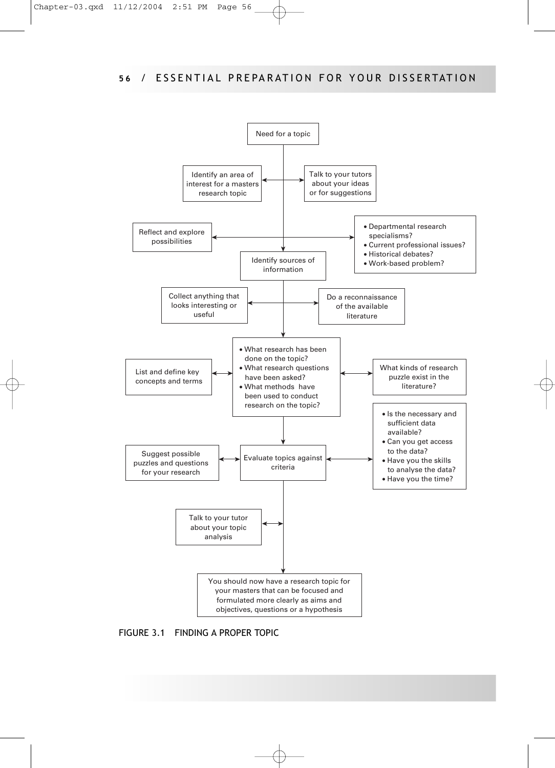Need for a topic

Identify an area of interest for a masters research topic

Talk to your tutors about your ideas or for suggestions

Reflect and explore possibilities

- Departmental research specialisms?
- Current professional issues?
- Historical debates?
- Work-based problem?

Identify sources of information

Collect anything that looks interesting or useful

Do a reconnaissance of the available literature

- What research has been done on the topic?
- What research questions have been asked?
- What methods have been used to conduct research on the topic?

List and define key concepts and terms

What kinds of research puzzle exist in the literature?

- Is the necessary and sufficient data available?
- Can you get access to the data?
- Have you the skills to analyse the data?
- Have you the time?

Suggest possible puzzles and questions for your research

Evaluate topics against criteria

Talk to your tutor about your topic analysis

You should now have a research topic for your masters that can be focused and formulated more clearly as aims and objectives, questions or a hypothesis

FIGURE 3.1 FINDING A PROPER TOPIC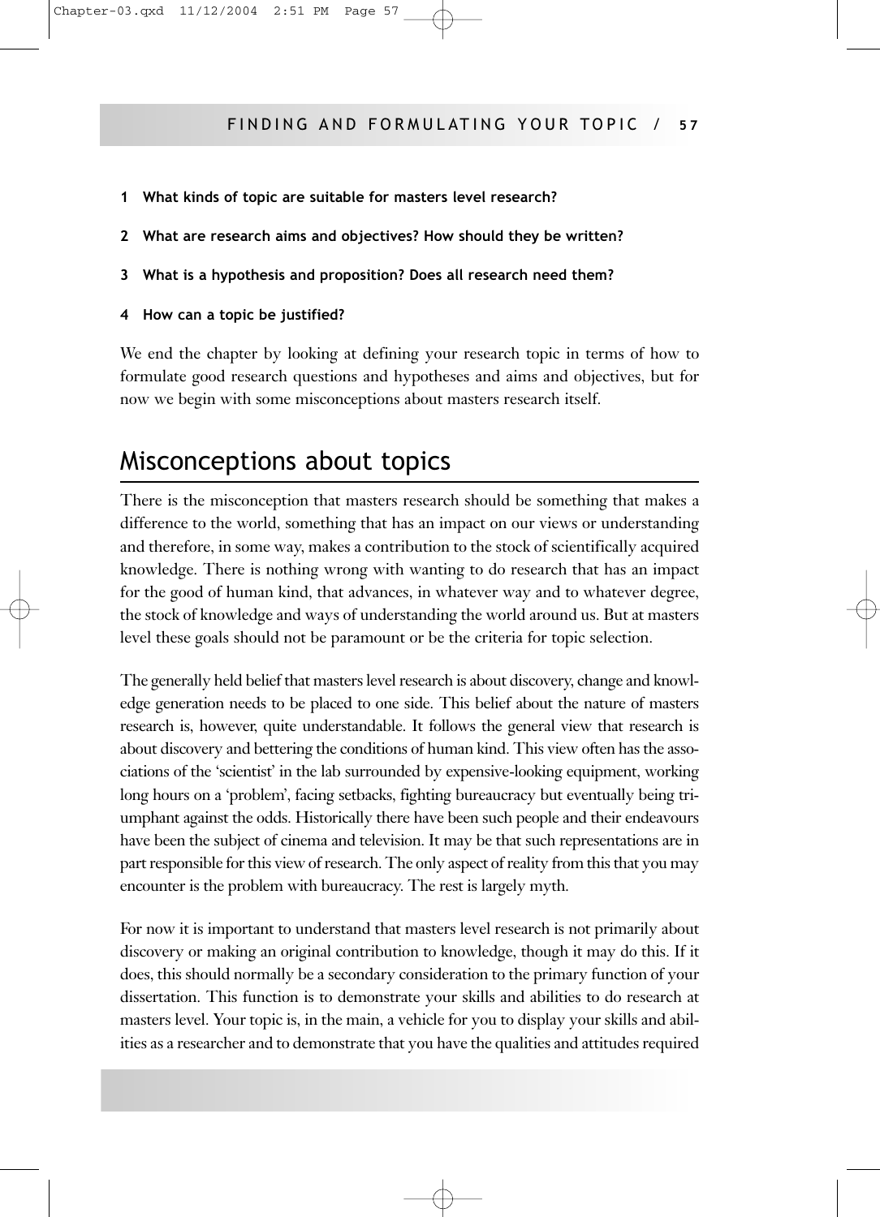1. **What kinds of topic are suitable for masters level research?**
2. **What are research aims and objectives? How should they be written?**
3. **What is a hypothesis and proposition? Does all research need them?**
4. **How can a topic be justified?**

We end the chapter by looking at defining your research topic in terms of how to formulate good research questions and hypotheses and aims and objectives, but for now we begin with some misconceptions about masters research itself.

## Misconceptions about topics

There is the misconception that masters research should be something that makes a difference to the world, something that has an impact on our views or understanding and therefore, in some way, makes a contribution to the stock of scientifically acquired knowledge. There is nothing wrong with wanting to do research that has an impact for the good of human kind, that advances, in whatever way and to whatever degree, the stock of knowledge and ways of understanding the world around us. But at masters level these goals should not be paramount or be the criteria for topic selection.

The generally held belief that masters level research is about discovery, change and knowledge generation needs to be placed to one side. This belief about the nature of masters research is, however, quite understandable. It follows the general view that research is about discovery and bettering the conditions of human kind. This view often has the associations of the 'scientist' in the lab surrounded by expensive-looking equipment, working long hours on a 'problem', facing setbacks, fighting bureaucracy but eventually being triumphant against the odds. Historically there have been such people and their endeavours have been the subject of cinema and television. It may be that such representations are in part responsible for this view of research. The only aspect of reality from this that you may encounter is the problem with bureaucracy. The rest is largely myth.

For now it is important to understand that masters level research is not primarily about discovery or making an original contribution to knowledge, though it may do this. If it does, this should normally be a secondary consideration to the primary function of your dissertation. This function is to demonstrate your skills and abilities to do research at masters level. Your topic is, in the main, a vehicle for you to display your skills and abilities as a researcher and to demonstrate that you have the qualities and attitudes required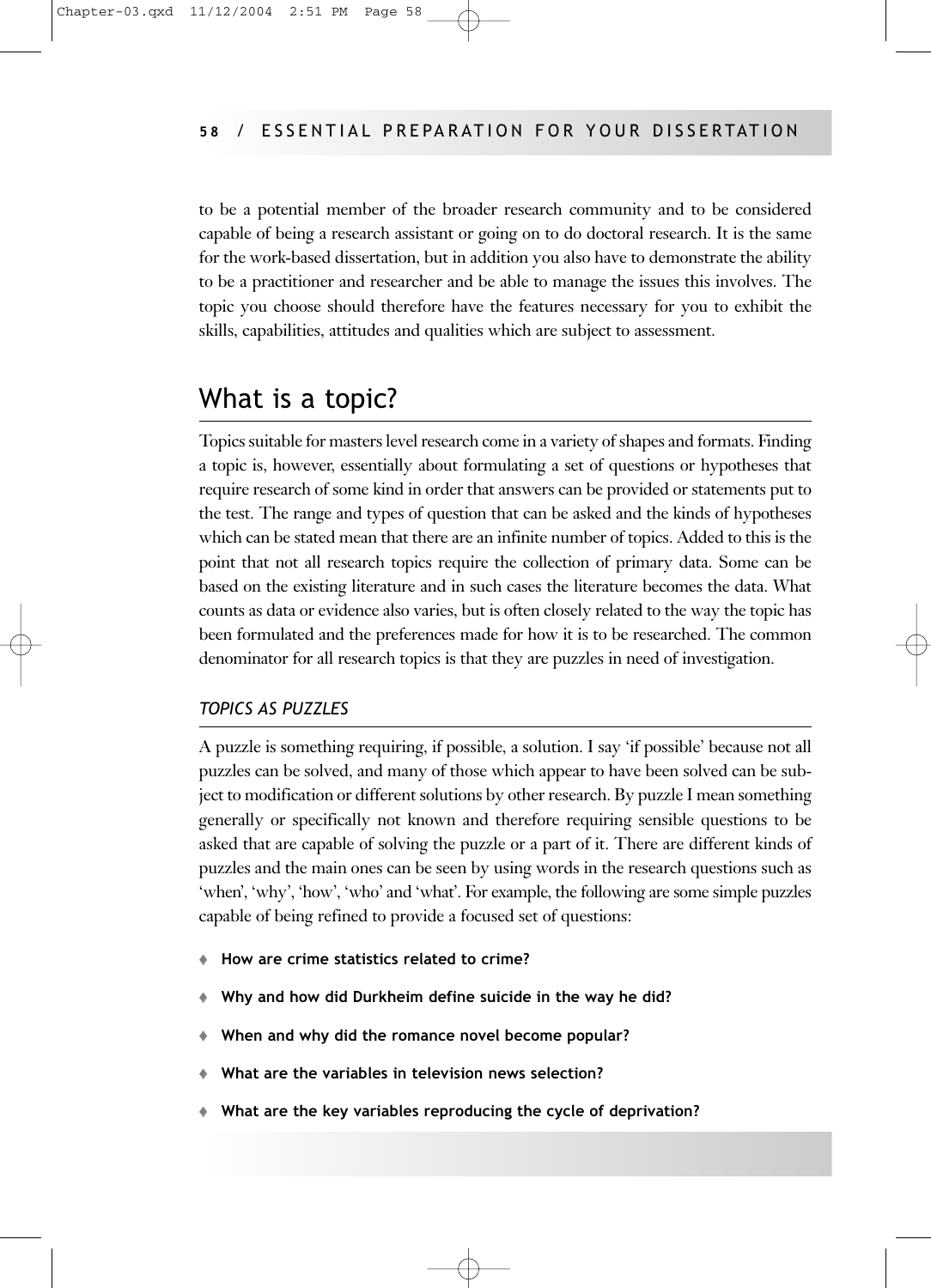to be a potential member of the broader research community and to be considered capable of being a research assistant or going on to do doctoral research. It is the same for the work-based dissertation, but in addition you also have to demonstrate the ability to be a practitioner and researcher and be able to manage the issues this involves. The topic you choose should therefore have the features necessary for you to exhibit the skills, capabilities, attitudes and qualities which are subject to assessment.

## What is a topic?

Topics suitable for masters level research come in a variety of shapes and formats. Finding a topic is, however, essentially about formulating a set of questions or hypotheses that require research of some kind in order that answers can be provided or statements put to the test. The range and types of question that can be asked and the kinds of hypotheses which can be stated mean that there are an infinite number of topics. Added to this is the point that not all research topics require the collection of primary data. Some can be based on the existing literature and in such cases the literature becomes the data. What counts as data or evidence also varies, but is often closely related to the way the topic has been formulated and the preferences made for how it is to be researched. The common denominator for all research topics is that they are puzzles in need of investigation.

### *TOPICS AS PUZZLES*

A puzzle is something requiring, if possible, a solution. I say 'if possible' because not all puzzles can be solved, and many of those which appear to have been solved can be subject to modification or different solutions by other research. By puzzle I mean something generally or specifically not known and therefore requiring sensible questions to be asked that are capable of solving the puzzle or a part of it. There are different kinds of puzzles and the main ones can be seen by using words in the research questions such as 'when', 'why', 'how', 'who' and 'what'. For example, the following are some simple puzzles capable of being refined to provide a focused set of questions:

- **How are crime statistics related to crime?**
- **Why and how did Durkheim define suicide in the way he did?**
- **When and why did the romance novel become popular?**
- **What are the variables in television news selection?**
- **What are the key variables reproducing the cycle of deprivation?**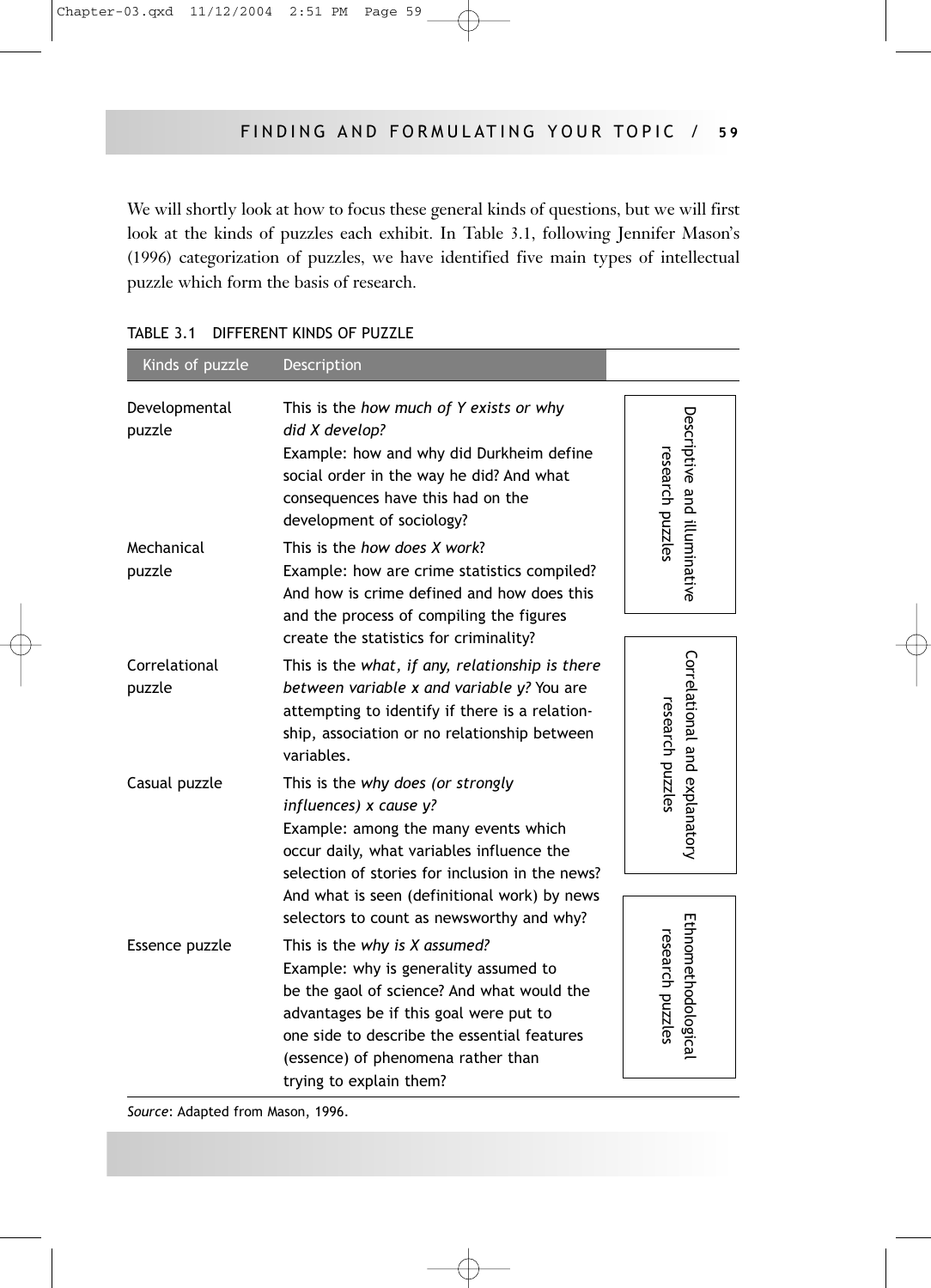We will shortly look at how to focus these general kinds of questions, but we will first look at the kinds of puzzles each exhibit. In Table 3.1, following Jennifer Mason's (1996) categorization of puzzles, we have identified five main types of intellectual puzzle which form the basis of research.

TABLE 3.1 DIFFERENT KINDS OF PUZZLE

| Kinds of puzzle | Description | |
|---|---|---|
| Developmental puzzle | This is the *how much of Y exists or why did X develop?* Example: how and why did Durkheim define social order in the way he did? And what consequences have this had on the development of sociology? | Descriptive and illuminative research puzzles |
| Mechanical puzzle | This is the *how does X work*? Example: how are crime statistics compiled? And how is crime defined and how does this and the process of compiling the figures create the statistics for criminality? | |
| Correlational puzzle | This is the *what, if any, relationship is there between variable x and variable y?* You are attempting to identify if there is a relationship, association or no relationship between variables. | Correlational and explanatory research puzzles |
| Casual puzzle | This is the *why does (or strongly influences) x cause y?* Example: among the many events which occur daily, what variables influence the selection of stories for inclusion in the news? And what is seen (definitional work) by news selectors to count as newsworthy and why? | |
| Essence puzzle | This is the *why is X assumed?* Example: why is generality assumed to be the gaol of science? And what would the advantages be if this goal were put to one side to describe the essential features (essence) of phenomena rather than trying to explain them? | Ethnomethodological research puzzles |

*Source*: Adapted from Mason, 1996.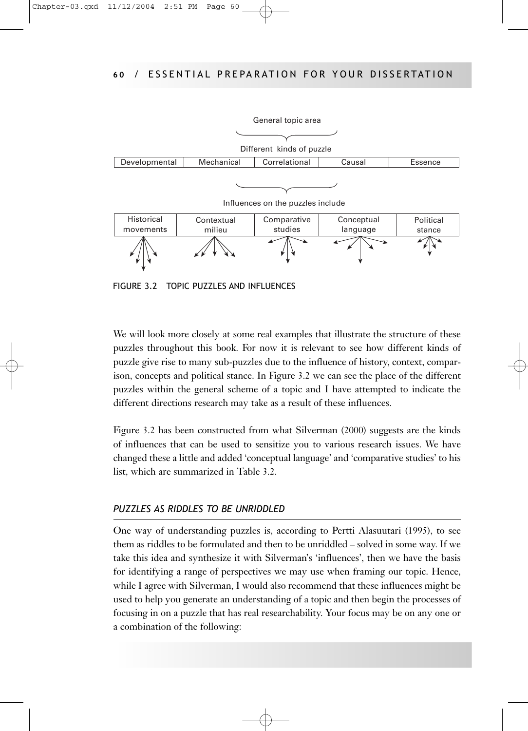General topic area

Different kinds of puzzle

| Developmental | Mechanical | Correlational | Causal | Essence |
|---|---|---|---|---|

Influences on the puzzles include

| Historical movements | Contextual milieu | Comparative studies | Conceptual language | Political stance |
|---|---|---|---|---|

FIGURE 3.2 TOPIC PUZZLES AND INFLUENCES

We will look more closely at some real examples that illustrate the structure of these puzzles throughout this book. For now it is relevant to see how different kinds of puzzle give rise to many sub-puzzles due to the influence of history, context, comparison, concepts and political stance. In Figure 3.2 we can see the place of the different puzzles within the general scheme of a topic and I have attempted to indicate the different directions research may take as a result of these influences.

Figure 3.2 has been constructed from what Silverman (2000) suggests are the kinds of influences that can be used to sensitize you to various research issues. We have changed these a little and added 'conceptual language' and 'comparative studies' to his list, which are summarized in Table 3.2.

### *PUZZLES AS RIDDLES TO BE UNRIDDLED*

One way of understanding puzzles is, according to Pertti Alasuutari (1995), to see them as riddles to be formulated and then to be unriddled – solved in some way. If we take this idea and synthesize it with Silverman's 'influences', then we have the basis for identifying a range of perspectives we may use when framing our topic. Hence, while I agree with Silverman, I would also recommend that these influences might be used to help you generate an understanding of a topic and then begin the processes of focusing in on a puzzle that has real researchability. Your focus may be on any one or a combination of the following: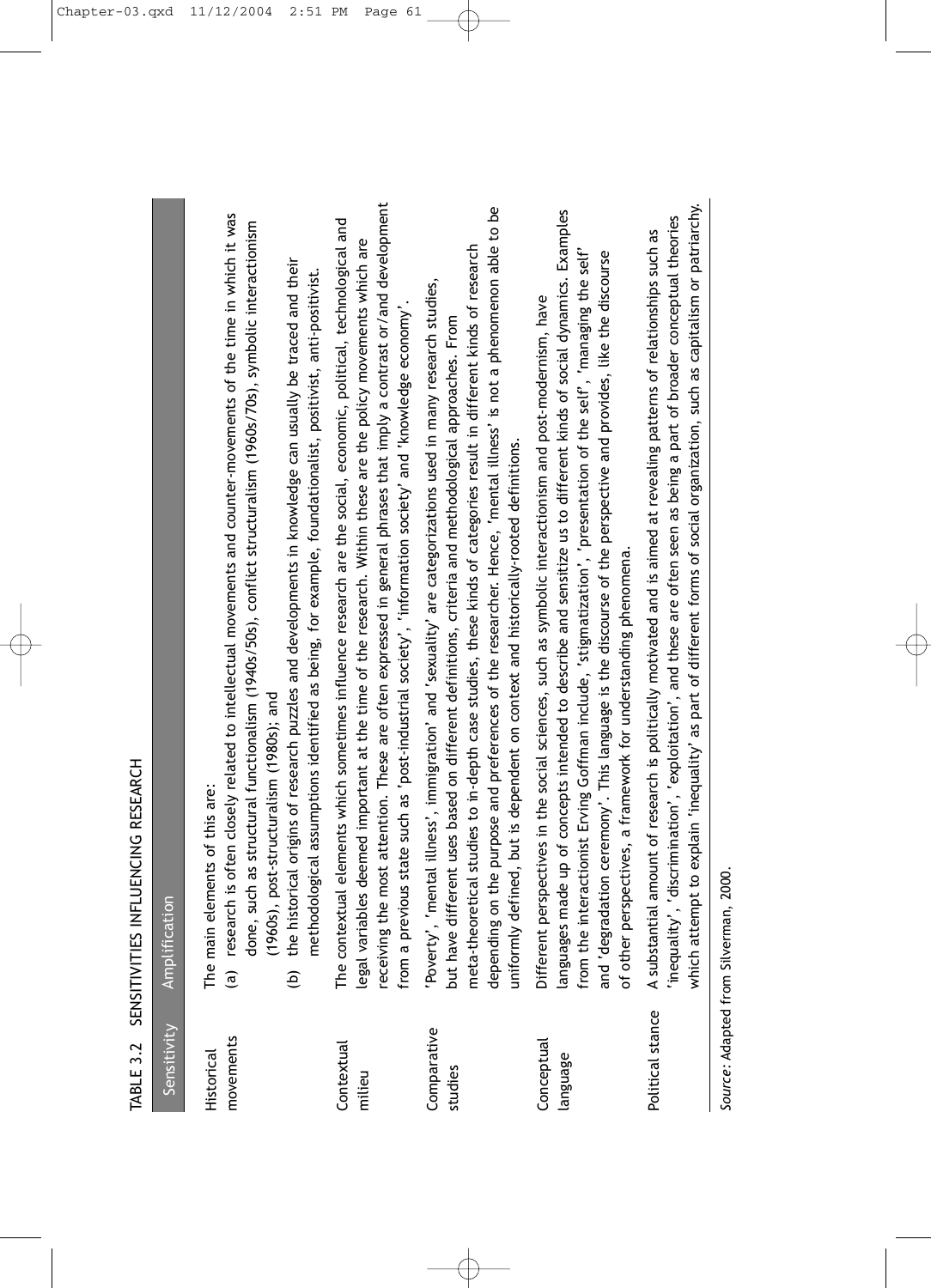TABLE 3.2 SENSITIVITIES INFLUENCING RESEARCH

| Sensitivity | Amplification |
| --- | --- |
| Historical movements | The main elements of this are: (a) research is often closely related to intellectual movements and counter-movements of the time in which it was done, such as structural functionalism (1940s/50s), conflict structuralism (1960s/70s), symbolic interactionism (1960s), post-structuralism (1980s); and (b) the historical origins of research puzzles and developments in knowledge can usually be traced and their methodological assumptions identified as being, for example, foundationalist, positivist, anti-positivist. |
| Contextual milieu | The contextual elements which sometimes influence research are the social, economic, political, technological and legal variables deemed important at the time of the research. Within these are the policy movements which are receiving the most attention. These are often expressed in general phrases that imply a contrast or/and development from a previous state such as 'post-industrial society', 'information society' and 'knowledge economy'. |
| Comparative studies | 'Poverty', 'mental illness', immigration' and 'sexuality' are categorizations used in many research studies, but have different uses based on different definitions, criteria and methodological approaches. From meta-theoretical studies to in-depth case studies, these kinds of categories result in different kinds of research depending on the purpose and preferences of the researcher. Hence, 'mental illness' is not a phenomenon able to be uniformly defined, but is dependent on context and historically-rooted definitions. |
| Conceptual language | Different perspectives in the social sciences, such as symbolic interactionism and post-modernism, have languages made up of concepts intended to describe and sensitize us to different kinds of social dynamics. Examples from the interactionist Erving Goffman include, 'stigmatization', 'presentation of the self', 'managing the self' and 'degradation ceremony'. This language is the discourse of the perspective and provides, like the discourse of other perspectives, a framework for understanding phenomena. |
| Political stance | A substantial amount of research is politically motivated and is aimed at revealing patterns of relationships such as 'inequality', 'discrimination', 'exploitation', and these are often seen as being a part of broader conceptual theories which attempt to explain 'inequality' as part of different forms of social organization, such as capitalism or patriarchy. |

*Source*: Adapted from Silverman, 2000.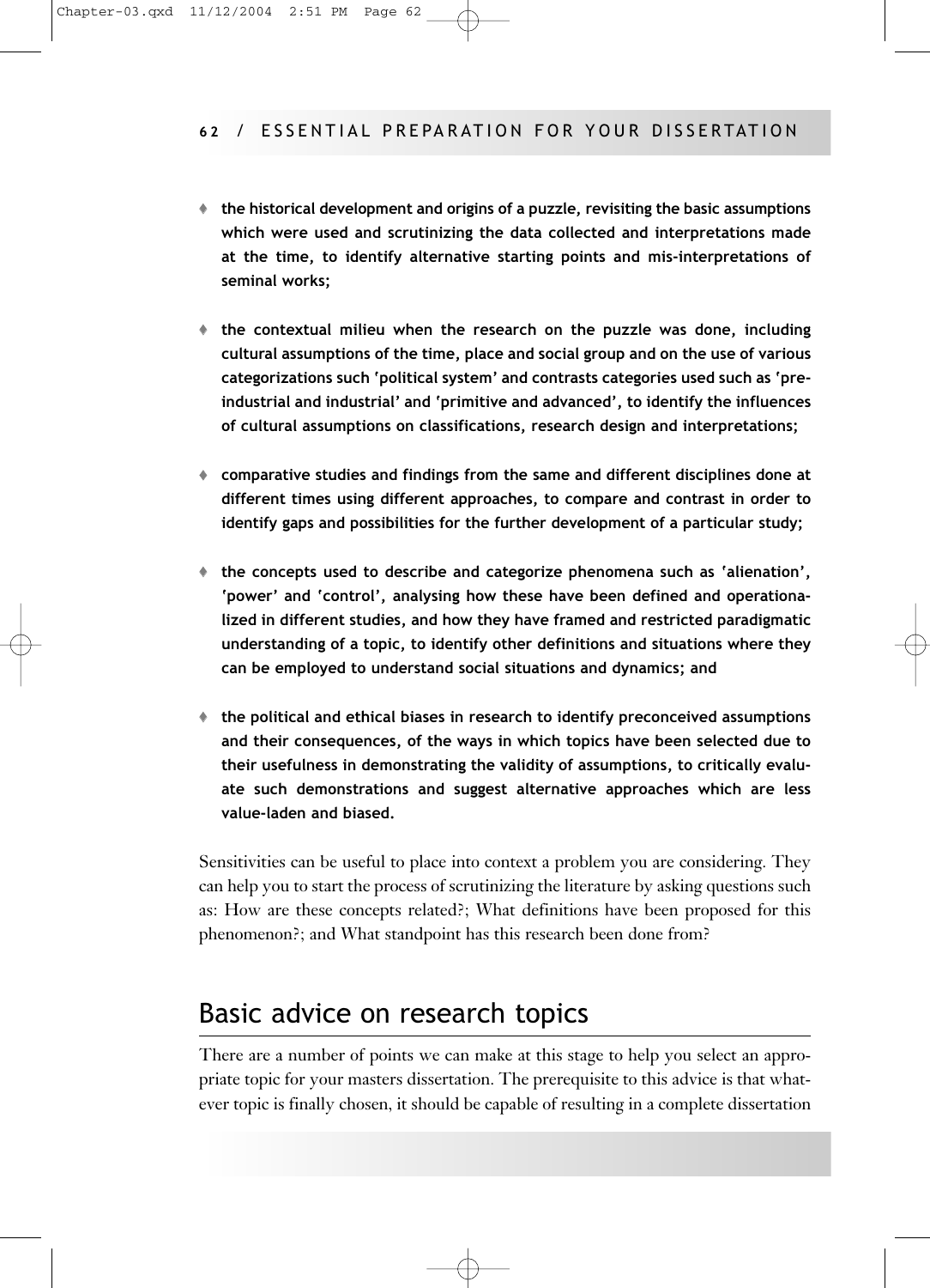- **the historical development and origins of a puzzle, revisiting the basic assumptions which were used and scrutinizing the data collected and interpretations made at the time, to identify alternative starting points and mis-interpretations of seminal works;**

- **the contextual milieu when the research on the puzzle was done, including cultural assumptions of the time, place and social group and on the use of various categorizations such 'political system' and contrasts categories used such as 'pre-industrial and industrial' and 'primitive and advanced', to identify the influences of cultural assumptions on classifications, research design and interpretations;**

- **comparative studies and findings from the same and different disciplines done at different times using different approaches, to compare and contrast in order to identify gaps and possibilities for the further development of a particular study;**

- **the concepts used to describe and categorize phenomena such as 'alienation', 'power' and 'control', analysing how these have been defined and operationalized in different studies, and how they have framed and restricted paradigmatic understanding of a topic, to identify other definitions and situations where they can be employed to understand social situations and dynamics; and**

- **the political and ethical biases in research to identify preconceived assumptions and their consequences, of the ways in which topics have been selected due to their usefulness in demonstrating the validity of assumptions, to critically evaluate such demonstrations and suggest alternative approaches which are less value-laden and biased.**

Sensitivities can be useful to place into context a problem you are considering. They can help you to start the process of scrutinizing the literature by asking questions such as: How are these concepts related?; What definitions have been proposed for this phenomenon?; and What standpoint has this research been done from?

## Basic advice on research topics

There are a number of points we can make at this stage to help you select an appropriate topic for your masters dissertation. The prerequisite to this advice is that whatever topic is finally chosen, it should be capable of resulting in a complete dissertation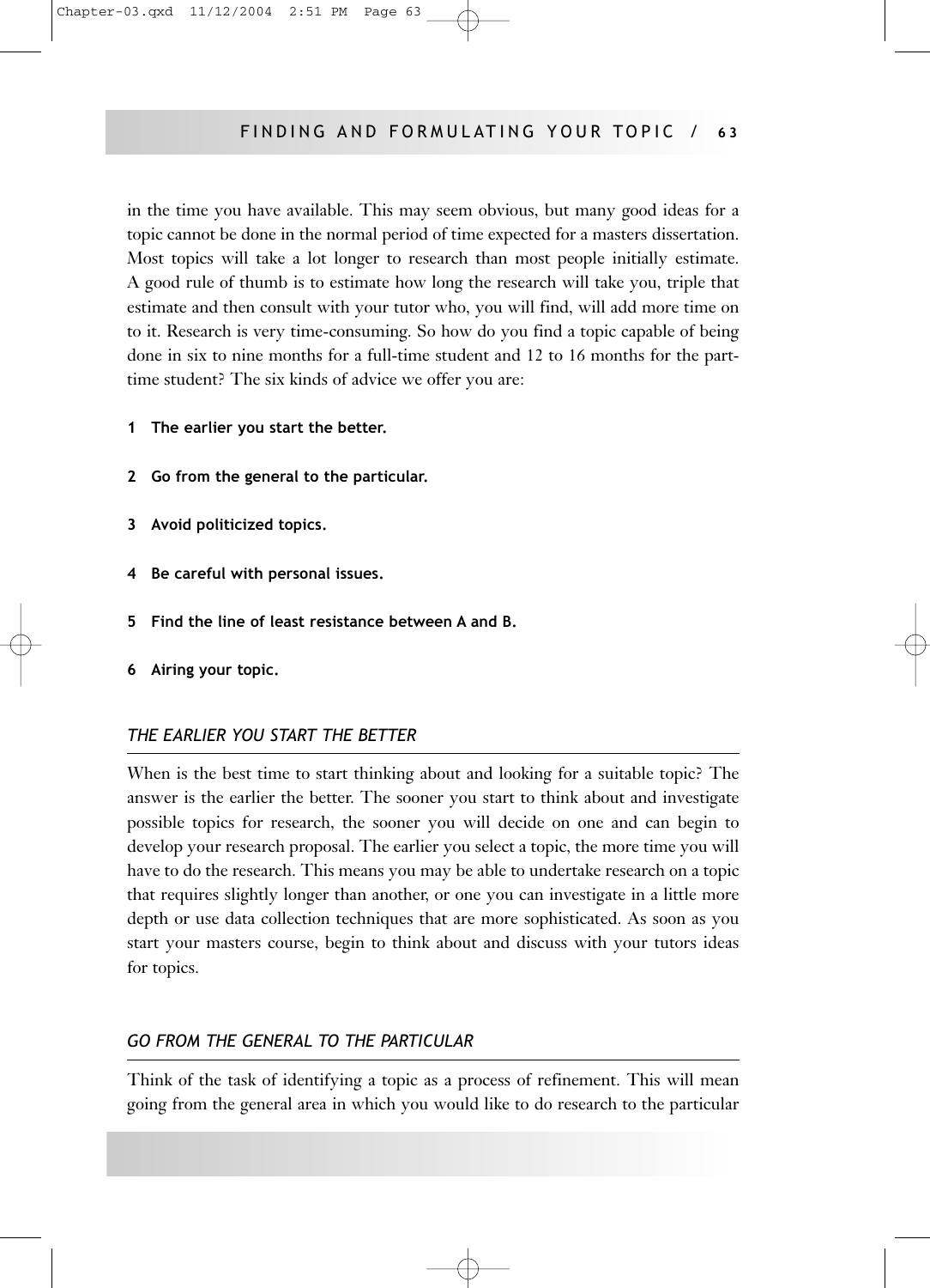in the time you have available. This may seem obvious, but many good ideas for a topic cannot be done in the normal period of time expected for a masters dissertation. Most topics will take a lot longer to research than most people initially estimate. A good rule of thumb is to estimate how long the research will take you, triple that estimate and then consult with your tutor who, you will find, will add more time on to it. Research is very time-consuming. So how do you find a topic capable of being done in six to nine months for a full-time student and 12 to 16 months for the part-time student? The six kinds of advice we offer you are:

1. **The earlier you start the better.**
2. **Go from the general to the particular.**
3. **Avoid politicized topics.**
4. **Be careful with personal issues.**
5. **Find the line of least resistance between A and B.**
6. **Airing your topic.**

### *THE EARLIER YOU START THE BETTER*

When is the best time to start thinking about and looking for a suitable topic? The answer is the earlier the better. The sooner you start to think about and investigate possible topics for research, the sooner you will decide on one and can begin to develop your research proposal. The earlier you select a topic, the more time you will have to do the research. This means you may be able to undertake research on a topic that requires slightly longer than another, or one you can investigate in a little more depth or use data collection techniques that are more sophisticated. As soon as you start your masters course, begin to think about and discuss with your tutors ideas for topics.

### *GO FROM THE GENERAL TO THE PARTICULAR*

Think of the task of identifying a topic as a process of refinement. This will mean going from the general area in which you would like to do research to the particular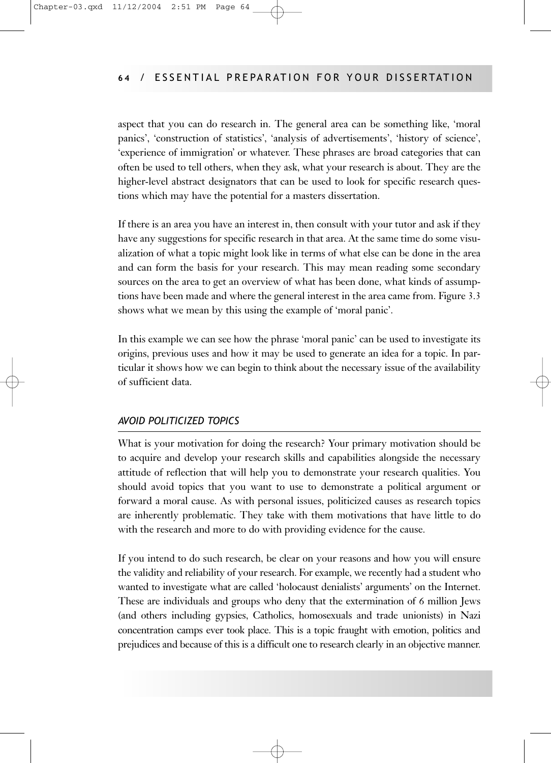aspect that you can do research in. The general area can be something like, 'moral panics', 'construction of statistics', 'analysis of advertisements', 'history of science', 'experience of immigration' or whatever. These phrases are broad categories that can often be used to tell others, when they ask, what your research is about. They are the higher-level abstract designators that can be used to look for specific research questions which may have the potential for a masters dissertation.

If there is an area you have an interest in, then consult with your tutor and ask if they have any suggestions for specific research in that area. At the same time do some visualization of what a topic might look like in terms of what else can be done in the area and can form the basis for your research. This may mean reading some secondary sources on the area to get an overview of what has been done, what kinds of assumptions have been made and where the general interest in the area came from. Figure 3.3 shows what we mean by this using the example of 'moral panic'.

In this example we can see how the phrase 'moral panic' can be used to investigate its origins, previous uses and how it may be used to generate an idea for a topic. In particular it shows how we can begin to think about the necessary issue of the availability of sufficient data.

### *AVOID POLITICIZED TOPICS*

What is your motivation for doing the research? Your primary motivation should be to acquire and develop your research skills and capabilities alongside the necessary attitude of reflection that will help you to demonstrate your research qualities. You should avoid topics that you want to use to demonstrate a political argument or forward a moral cause. As with personal issues, politicized causes as research topics are inherently problematic. They take with them motivations that have little to do with the research and more to do with providing evidence for the cause.

If you intend to do such research, be clear on your reasons and how you will ensure the validity and reliability of your research. For example, we recently had a student who wanted to investigate what are called 'holocaust denialists' arguments' on the Internet. These are individuals and groups who deny that the extermination of 6 million Jews (and others including gypsies, Catholics, homosexuals and trade unionists) in Nazi concentration camps ever took place. This is a topic fraught with emotion, politics and prejudices and because of this is a difficult one to research clearly in an objective manner.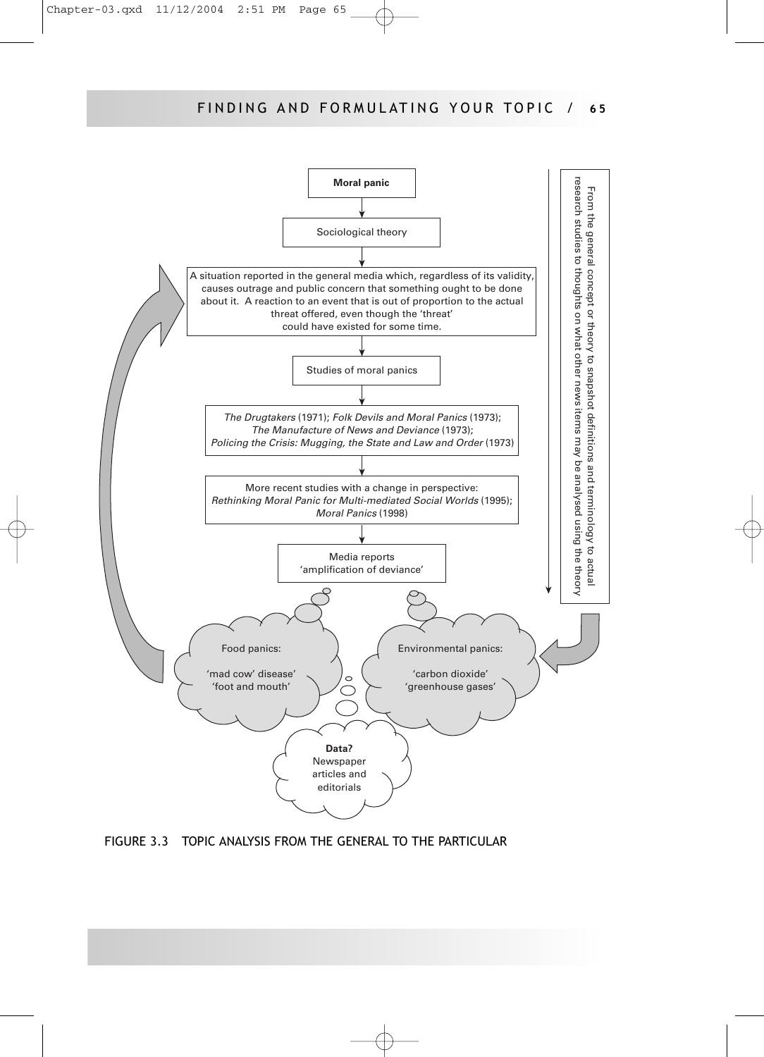**Moral panic**

Sociological theory

A situation reported in the general media which, regardless of its validity, causes outrage and public concern that something ought to be done about it. A reaction to an event that is out of proportion to the actual threat offered, even though the 'threat' could have existed for some time.

Studies of moral panics

*The Drugtakers* (1971); *Folk Devils and Moral Panics* (1973); *The Manufacture of News and Deviance* (1973); *Policing the Crisis: Mugging, the State and Law and Order* (1973)

More recent studies with a change in perspective: *Rethinking Moral Panic for Multi-mediated Social Worlds* (1995); *Moral Panics* (1998)

Media reports 'amplification of deviance'

Food panics: 'mad cow' disease' 'foot and mouth'

Environmental panics: 'carbon dioxide' 'greenhouse gases'

**Data?** Newspaper articles and editorials

From the general concept or theory to snapshot definitions and terminology to actual research studies to thoughts on what other news items may be analysed using the theory

FIGURE 3.3 TOPIC ANALYSIS FROM THE GENERAL TO THE PARTICULAR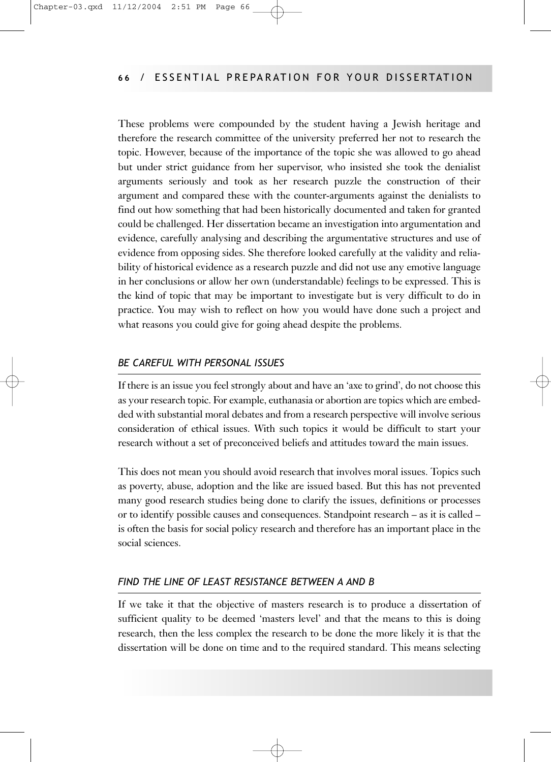These problems were compounded by the student having a Jewish heritage and therefore the research committee of the university preferred her not to research the topic. However, because of the importance of the topic she was allowed to go ahead but under strict guidance from her supervisor, who insisted she took the denialist arguments seriously and took as her research puzzle the construction of their argument and compared these with the counter-arguments against the denialists to find out how something that had been historically documented and taken for granted could be challenged. Her dissertation became an investigation into argumentation and evidence, carefully analysing and describing the argumentative structures and use of evidence from opposing sides. She therefore looked carefully at the validity and reliability of historical evidence as a research puzzle and did not use any emotive language in her conclusions or allow her own (understandable) feelings to be expressed. This is the kind of topic that may be important to investigate but is very difficult to do in practice. You may wish to reflect on how you would have done such a project and what reasons you could give for going ahead despite the problems.

### *BE CAREFUL WITH PERSONAL ISSUES*

If there is an issue you feel strongly about and have an 'axe to grind', do not choose this as your research topic. For example, euthanasia or abortion are topics which are embedded with substantial moral debates and from a research perspective will involve serious consideration of ethical issues. With such topics it would be difficult to start your research without a set of preconceived beliefs and attitudes toward the main issues.

This does not mean you should avoid research that involves moral issues. Topics such as poverty, abuse, adoption and the like are issued based. But this has not prevented many good research studies being done to clarify the issues, definitions or processes or to identify possible causes and consequences. Standpoint research – as it is called – is often the basis for social policy research and therefore has an important place in the social sciences.

### *FIND THE LINE OF LEAST RESISTANCE BETWEEN A AND B*

If we take it that the objective of masters research is to produce a dissertation of sufficient quality to be deemed 'masters level' and that the means to this is doing research, then the less complex the research to be done the more likely it is that the dissertation will be done on time and to the required standard. This means selecting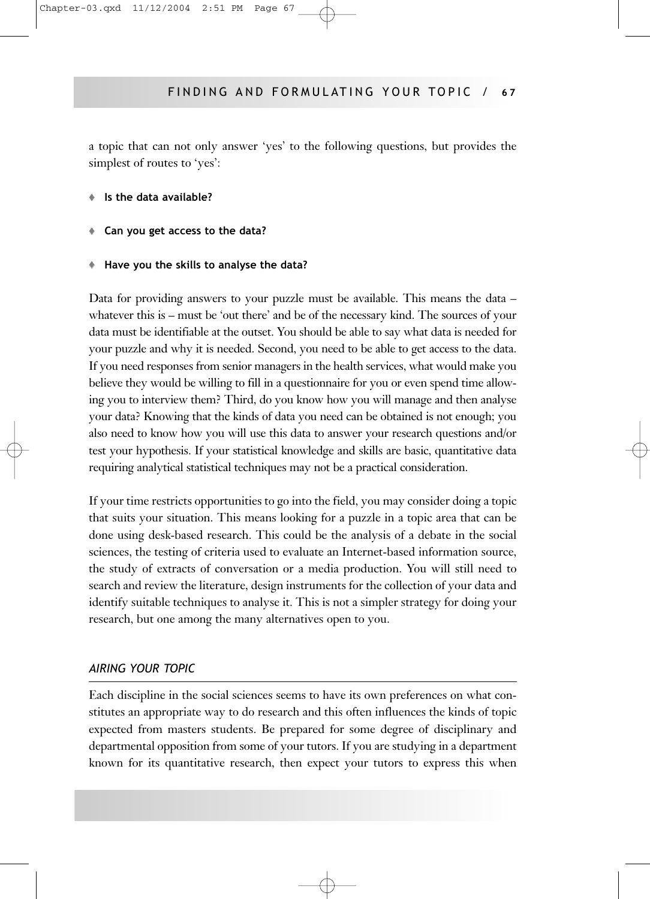a topic that can not only answer 'yes' to the following questions, but provides the simplest of routes to 'yes':

- **Is the data available?**
- **Can you get access to the data?**
- **Have you the skills to analyse the data?**

Data for providing answers to your puzzle must be available. This means the data – whatever this is – must be 'out there' and be of the necessary kind. The sources of your data must be identifiable at the outset. You should be able to say what data is needed for your puzzle and why it is needed. Second, you need to be able to get access to the data. If you need responses from senior managers in the health services, what would make you believe they would be willing to fill in a questionnaire for you or even spend time allowing you to interview them? Third, do you know how you will manage and then analyse your data? Knowing that the kinds of data you need can be obtained is not enough; you also need to know how you will use this data to answer your research questions and/or test your hypothesis. If your statistical knowledge and skills are basic, quantitative data requiring analytical statistical techniques may not be a practical consideration.

If your time restricts opportunities to go into the field, you may consider doing a topic that suits your situation. This means looking for a puzzle in a topic area that can be done using desk-based research. This could be the analysis of a debate in the social sciences, the testing of criteria used to evaluate an Internet-based information source, the study of extracts of conversation or a media production. You will still need to search and review the literature, design instruments for the collection of your data and identify suitable techniques to analyse it. This is not a simpler strategy for doing your research, but one among the many alternatives open to you.

### *AIRING YOUR TOPIC*

Each discipline in the social sciences seems to have its own preferences on what constitutes an appropriate way to do research and this often influences the kinds of topic expected from masters students. Be prepared for some degree of disciplinary and departmental opposition from some of your tutors. If you are studying in a department known for its quantitative research, then expect your tutors to express this when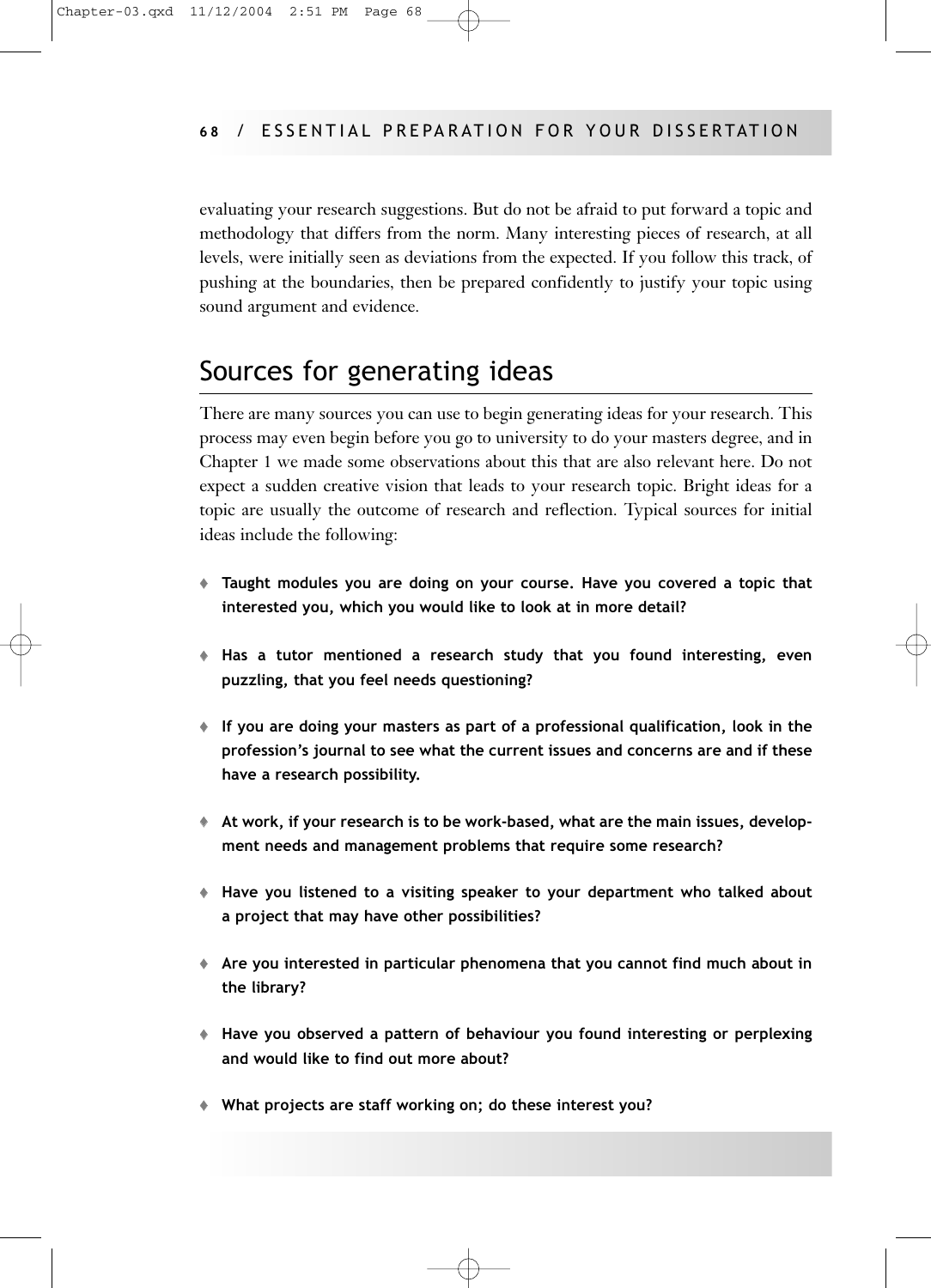evaluating your research suggestions. But do not be afraid to put forward a topic and methodology that differs from the norm. Many interesting pieces of research, at all levels, were initially seen as deviations from the expected. If you follow this track, of pushing at the boundaries, then be prepared confidently to justify your topic using sound argument and evidence.

## Sources for generating ideas

There are many sources you can use to begin generating ideas for your research. This process may even begin before you go to university to do your masters degree, and in Chapter 1 we made some observations about this that are also relevant here. Do not expect a sudden creative vision that leads to your research topic. Bright ideas for a topic are usually the outcome of research and reflection. Typical sources for initial ideas include the following:

- **Taught modules you are doing on your course. Have you covered a topic that interested you, which you would like to look at in more detail?**
- **Has a tutor mentioned a research study that you found interesting, even puzzling, that you feel needs questioning?**
- **If you are doing your masters as part of a professional qualification, look in the profession's journal to see what the current issues and concerns are and if these have a research possibility.**
- **At work, if your research is to be work-based, what are the main issues, development needs and management problems that require some research?**
- **Have you listened to a visiting speaker to your department who talked about a project that may have other possibilities?**
- **Are you interested in particular phenomena that you cannot find much about in the library?**
- **Have you observed a pattern of behaviour you found interesting or perplexing and would like to find out more about?**
- **What projects are staff working on; do these interest you?**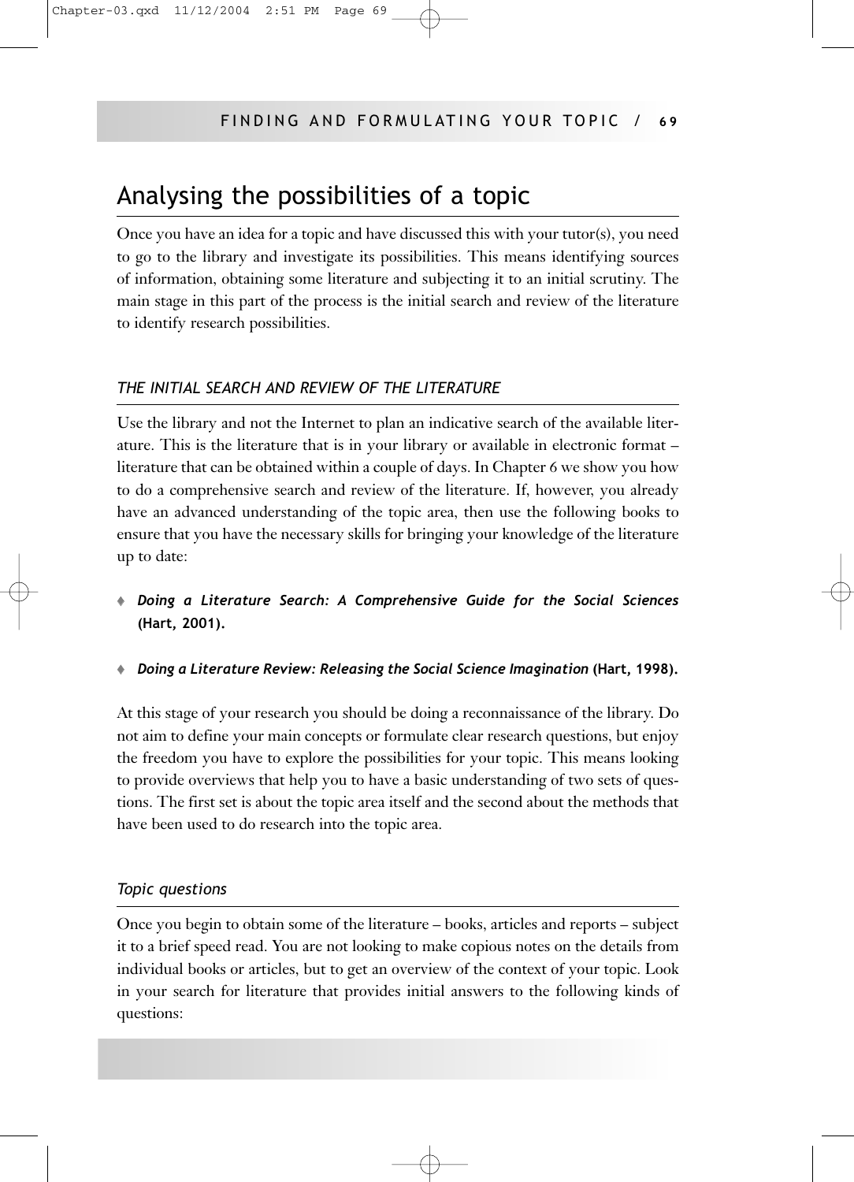## Analysing the possibilities of a topic

Once you have an idea for a topic and have discussed this with your tutor(s), you need to go to the library and investigate its possibilities. This means identifying sources of information, obtaining some literature and subjecting it to an initial scrutiny. The main stage in this part of the process is the initial search and review of the literature to identify research possibilities.

### *THE INITIAL SEARCH AND REVIEW OF THE LITERATURE*

Use the library and not the Internet to plan an indicative search of the available literature. This is the literature that is in your library or available in electronic format – literature that can be obtained within a couple of days. In Chapter 6 we show you how to do a comprehensive search and review of the literature. If, however, you already have an advanced understanding of the topic area, then use the following books to ensure that you have the necessary skills for bringing your knowledge of the literature up to date:

- ***Doing a Literature Search: A Comprehensive Guide for the Social Sciences* (Hart, 2001).**
- ***Doing a Literature Review: Releasing the Social Science Imagination* (Hart, 1998).**

At this stage of your research you should be doing a reconnaissance of the library. Do not aim to define your main concepts or formulate clear research questions, but enjoy the freedom you have to explore the possibilities for your topic. This means looking to provide overviews that help you to have a basic understanding of two sets of questions. The first set is about the topic area itself and the second about the methods that have been used to do research into the topic area.

#### *Topic questions*

Once you begin to obtain some of the literature – books, articles and reports – subject it to a brief speed read. You are not looking to make copious notes on the details from individual books or articles, but to get an overview of the context of your topic. Look in your search for literature that provides initial answers to the following kinds of questions: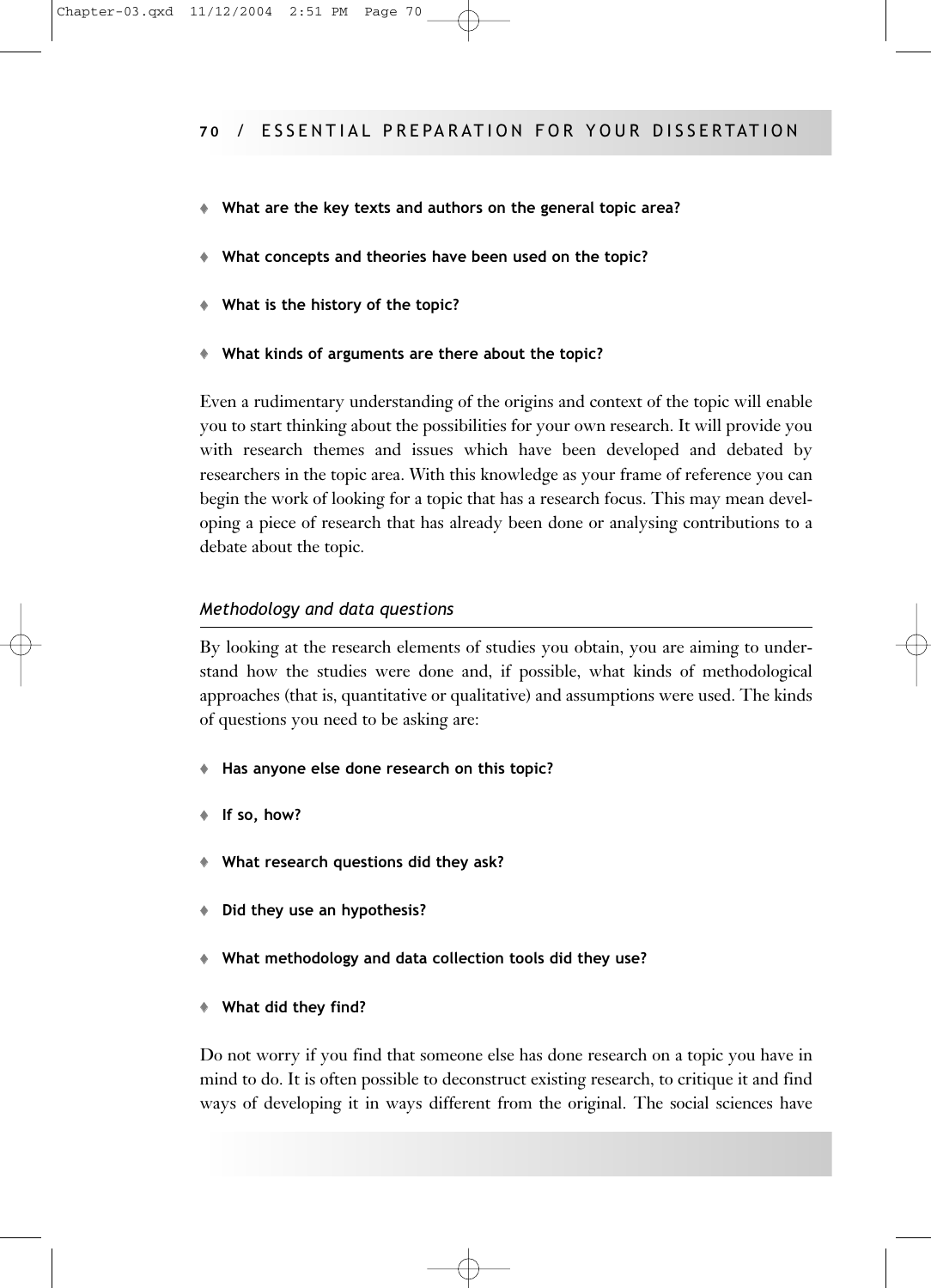- **What are the key texts and authors on the general topic area?**
- **What concepts and theories have been used on the topic?**
- **What is the history of the topic?**
- **What kinds of arguments are there about the topic?**

Even a rudimentary understanding of the origins and context of the topic will enable you to start thinking about the possibilities for your own research. It will provide you with research themes and issues which have been developed and debated by researchers in the topic area. With this knowledge as your frame of reference you can begin the work of looking for a topic that has a research focus. This may mean developing a piece of research that has already been done or analysing contributions to a debate about the topic.

### *Methodology and data questions*

By looking at the research elements of studies you obtain, you are aiming to understand how the studies were done and, if possible, what kinds of methodological approaches (that is, quantitative or qualitative) and assumptions were used. The kinds of questions you need to be asking are:

- **Has anyone else done research on this topic?**
- **If so, how?**
- **What research questions did they ask?**
- **Did they use an hypothesis?**
- **What methodology and data collection tools did they use?**
- **What did they find?**

Do not worry if you find that someone else has done research on a topic you have in mind to do. It is often possible to deconstruct existing research, to critique it and find ways of developing it in ways different from the original. The social sciences have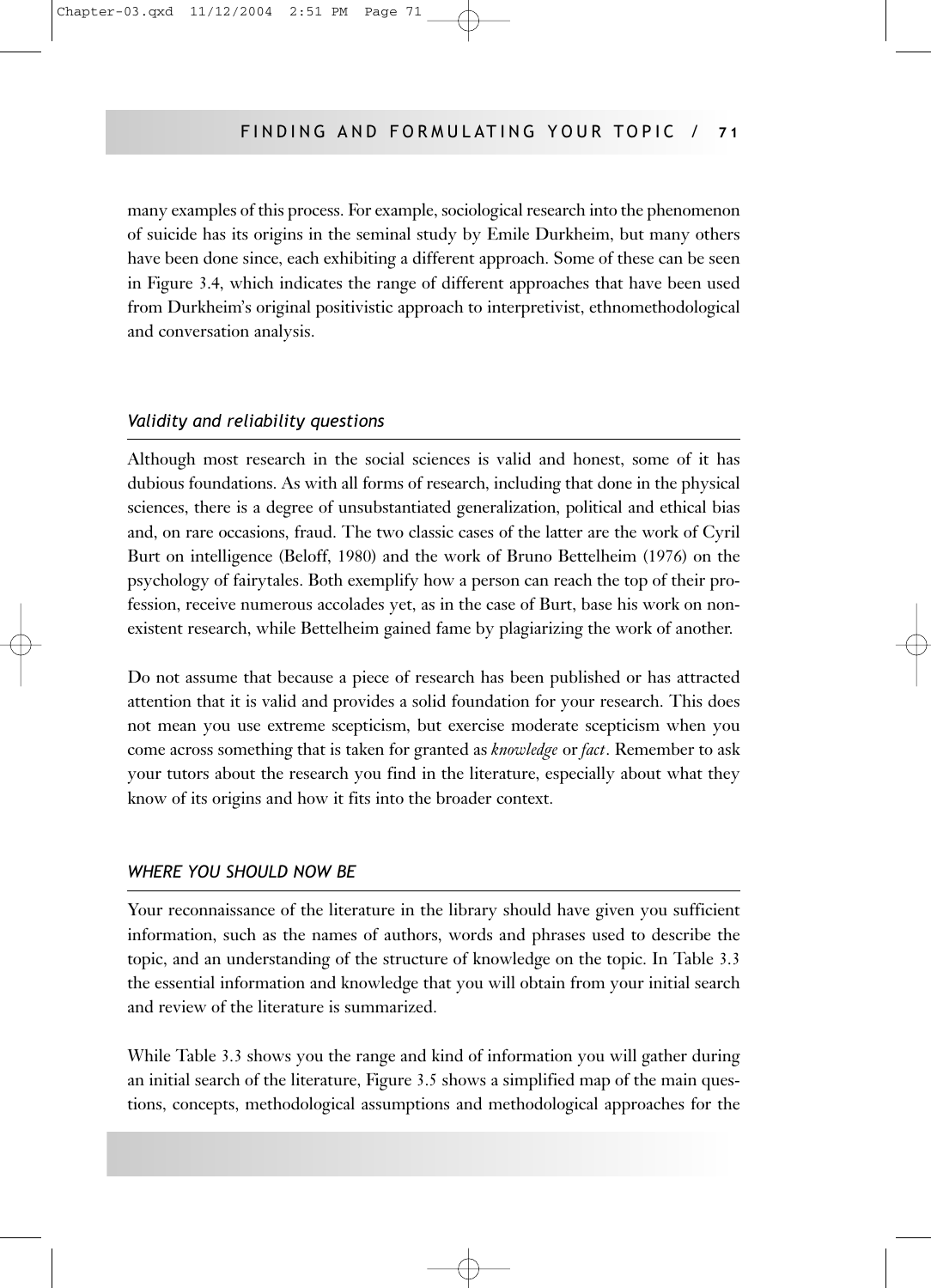many examples of this process. For example, sociological research into the phenomenon of suicide has its origins in the seminal study by Emile Durkheim, but many others have been done since, each exhibiting a different approach. Some of these can be seen in Figure 3.4, which indicates the range of different approaches that have been used from Durkheim's original positivistic approach to interpretivist, ethnomethodological and conversation analysis.

### *Validity and reliability questions*

Although most research in the social sciences is valid and honest, some of it has dubious foundations. As with all forms of research, including that done in the physical sciences, there is a degree of unsubstantiated generalization, political and ethical bias and, on rare occasions, fraud. The two classic cases of the latter are the work of Cyril Burt on intelligence (Beloff, 1980) and the work of Bruno Bettelheim (1976) on the psychology of fairytales. Both exemplify how a person can reach the top of their profession, receive numerous accolades yet, as in the case of Burt, base his work on non-existent research, while Bettelheim gained fame by plagiarizing the work of another.

Do not assume that because a piece of research has been published or has attracted attention that it is valid and provides a solid foundation for your research. This does not mean you use extreme scepticism, but exercise moderate scepticism when you come across something that is taken for granted as *knowledge* or *fact*. Remember to ask your tutors about the research you find in the literature, especially about what they know of its origins and how it fits into the broader context.

### *WHERE YOU SHOULD NOW BE*

Your reconnaissance of the literature in the library should have given you sufficient information, such as the names of authors, words and phrases used to describe the topic, and an understanding of the structure of knowledge on the topic. In Table 3.3 the essential information and knowledge that you will obtain from your initial search and review of the literature is summarized.

While Table 3.3 shows you the range and kind of information you will gather during an initial search of the literature, Figure 3.5 shows a simplified map of the main questions, concepts, methodological assumptions and methodological approaches for the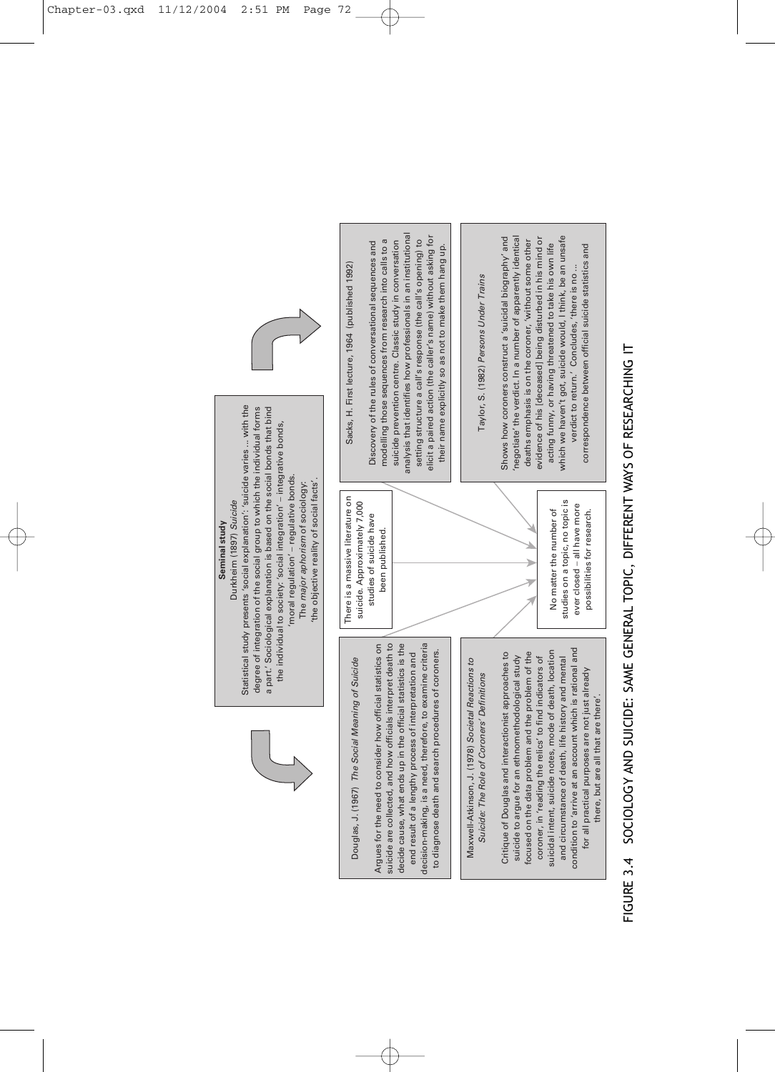**Seminal study**

Durkheim (1897) *Suicide*

Statistical study presents 'social explanation': 'suicide varies ... with the degree of integration of the social group to which the individual forms a part.' Sociological explanation is based on the social bonds that bind the individual to society: 'social integration' – integrative bonds, 'moral regulation' – regulative bonds.
The *major aphorism* of sociology:
'the objective reality of social facts'.

Douglas, J. (1967) *The Social Meaning of Suicide*

Argues for the need to consider how official statistics on suicide are collected, and how officials interpret death to decide cause, what ends up in the official statistics is the end result of a lengthy process of interpretation and decision-making, is a need, therefore, to examine criteria to diagnose death and search procedures of coroners.

Sacks, H. First lecture, 1964 (published 1992)

Discovery of the rules of conversational sequences and modelling those sequences from research into calls to a suicide prevention centre. Classic study in conversation analysis that identifies how professionals in an institutional setting structure a call's response (the call's opening) to elicit a paired action (the caller's name) without asking for their name explicitly so as not to make them hang up.

There is a massive literature on suicide. Approximately 7,000 studies of suicide have been published.

No matter the number of studies on a topic, no topic is ever closed – all have more possibilities for research.

Maxwell-Atkinson, J. (1978) *Societal Reactions to Suicide: The Role of Coroners' Definitions*

Critique of Douglas and interactionist approaches to suicide to argue for an ethnomethodological study focused on the data problem and the problem of the coroner, in 'reading the relics' to find indicators of suicidal intent, suicide notes, mode of death, location and circumstance of death, life history and mental condition to 'arrive at an account which is rational and for all practical purposes are not just already there, but are all that are there'.

Taylor, S. (1982) *Persons Under Trains*

Shows how coroners construct a 'suicidal biography' and 'negotiate' the verdict. In a number of apparently identical deaths emphasis is on the coroner, 'without some other evidence of his [deceased] being disturbed in his mind or acting funny, or having threatened to take his own life which we haven't got, suicide would, I think, be an unsafe verdict to return.' Concludes, 'there is no ... correspondence between official suicide statistics and

FIGURE 3.4 SOCIOLOGY AND SUICIDE: SAME GENERAL TOPIC, DIFFERENT WAYS OF RESEARCHING IT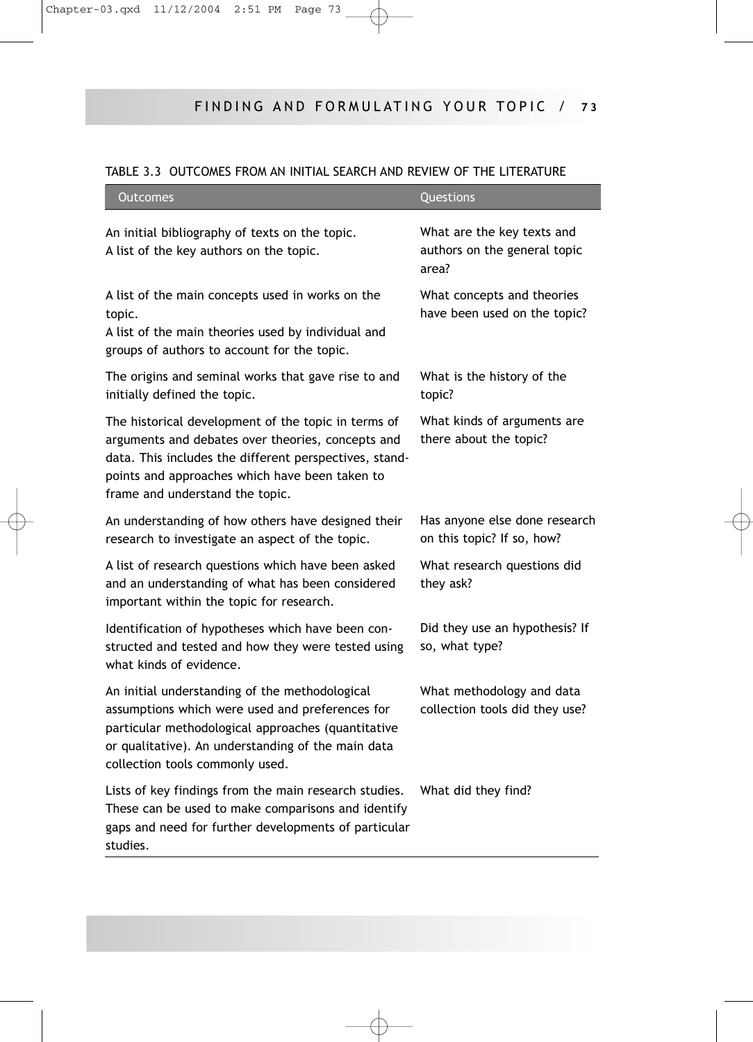TABLE 3.3 OUTCOMES FROM AN INITIAL SEARCH AND REVIEW OF THE LITERATURE

| Outcomes | Questions |
|---|---|
| An initial bibliography of texts on the topic. A list of the key authors on the topic. | What are the key texts and authors on the general topic area? |
| A list of the main concepts used in works on the topic. A list of the main theories used by individual and groups of authors to account for the topic. | What concepts and theories have been used on the topic? |
| The origins and seminal works that gave rise to and initially defined the topic. | What is the history of the topic? |
| The historical development of the topic in terms of arguments and debates over theories, concepts and data. This includes the different perspectives, standpoints and approaches which have been taken to frame and understand the topic. | What kinds of arguments are there about the topic? |
| An understanding of how others have designed their research to investigate an aspect of the topic. | Has anyone else done research on this topic? If so, how? |
| A list of research questions which have been asked and an understanding of what has been considered important within the topic for research. | What research questions did they ask? |
| Identification of hypotheses which have been constructed and tested and how they were tested using what kinds of evidence. | Did they use an hypothesis? If so, what type? |
| An initial understanding of the methodological assumptions which were used and preferences for particular methodological approaches (quantitative or qualitative). An understanding of the main data collection tools commonly used. | What methodology and data collection tools did they use? |
| Lists of key findings from the main research studies. These can be used to make comparisons and identify gaps and need for further developments of particular studies. | What did they find? |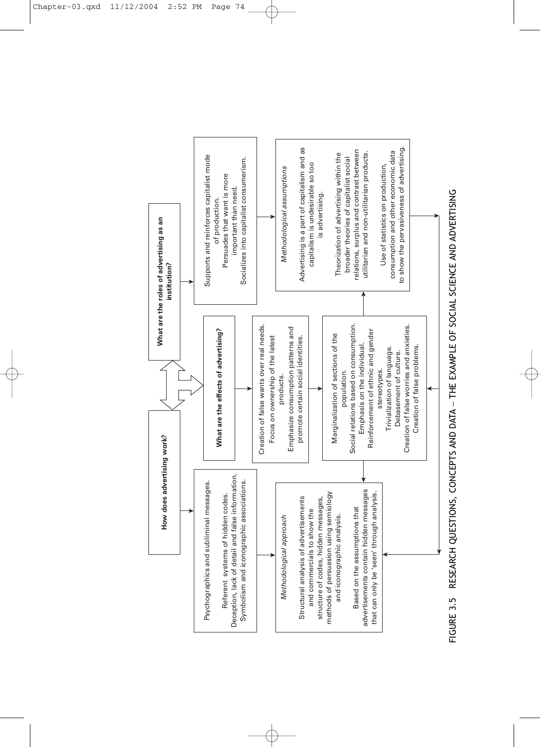**How does advertising work?**

Psychographics and subliminal messages.
Referent systems of hidden codes.
Deception, lack of detail and false information.
Symbolism and iconographic associations.

*Methodological approach*

Structural analysis of advertisements and commercials to show the structure of codes, hidden messages, methods of persuasion using semiology and iconographic analysis.

Based on the assumptions that advertisements contain hidden messages that can only be 'seen' through analysis.

**What are the effects of advertising?**

Creation of false wants over real needs.
Focus on ownership of the latest products.
Emphasize consumption patterns and promote certain social identities.

Marginalization of sections of the population.
Social relations based on consumption.
Emphasis on the individual.
Reinforcement of ethnic and gender stereotypes.
Trivialization of language.
Debasement of culture.
Creation of false worries and anxieties.
Creation of false problems.

**What are the roles of advertising as an institution?**

Supports and reinforces capitalist mode of production.
Persuades that want is more important than need.
Socializes into capitalist consumerism.

*Methodological assumptions*

Advertising is a part of capitalism and as capitalism is undesirable so too is advertising.

Theorization of advertising within the broader theories of capitalist social relations, surplus and contrast between utilitarian and non-utilitarian products.

Use of statistics on production, consumption and other economic data to show the pervasiveness of advertising.

FIGURE 3.5 RESEARCH QUESTIONS, CONCEPTS AND DATA – THE EXAMPLE OF SOCIAL SCIENCE AND ADVERTISING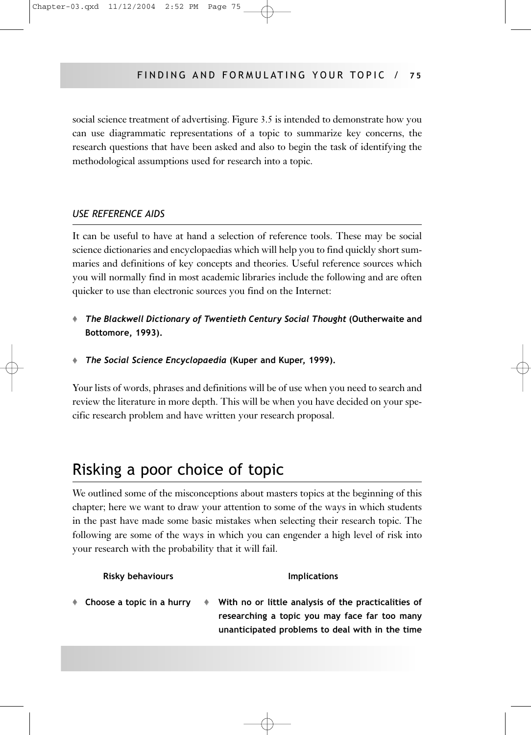social science treatment of advertising. Figure 3.5 is intended to demonstrate how you can use diagrammatic representations of a topic to summarize key concerns, the research questions that have been asked and also to begin the task of identifying the methodological assumptions used for research into a topic.

### *USE REFERENCE AIDS*

It can be useful to have at hand a selection of reference tools. These may be social science dictionaries and encyclopaedias which will help you to find quickly short summaries and definitions of key concepts and theories. Useful reference sources which you will normally find in most academic libraries include the following and are often quicker to use than electronic sources you find on the Internet:

- ***The Blackwell Dictionary of Twentieth Century Social Thought* (Outherwaite and Bottomore, 1993).**
- ***The Social Science Encyclopaedia* (Kuper and Kuper, 1999).**

Your lists of words, phrases and definitions will be of use when you need to search and review the literature in more depth. This will be when you have decided on your specific research problem and have written your research proposal.

## Risking a poor choice of topic

We outlined some of the misconceptions about masters topics at the beginning of this chapter; here we want to draw your attention to some of the ways in which students in the past have made some basic mistakes when selecting their research topic. The following are some of the ways in which you can engender a high level of risk into your research with the probability that it will fail.

| Risky behaviours | Implications |
| --- | --- |
| **Choose a topic in a hurry** | **With no or little analysis of the practicalities of researching a topic you may face far too many unanticipated problems to deal with in the time** |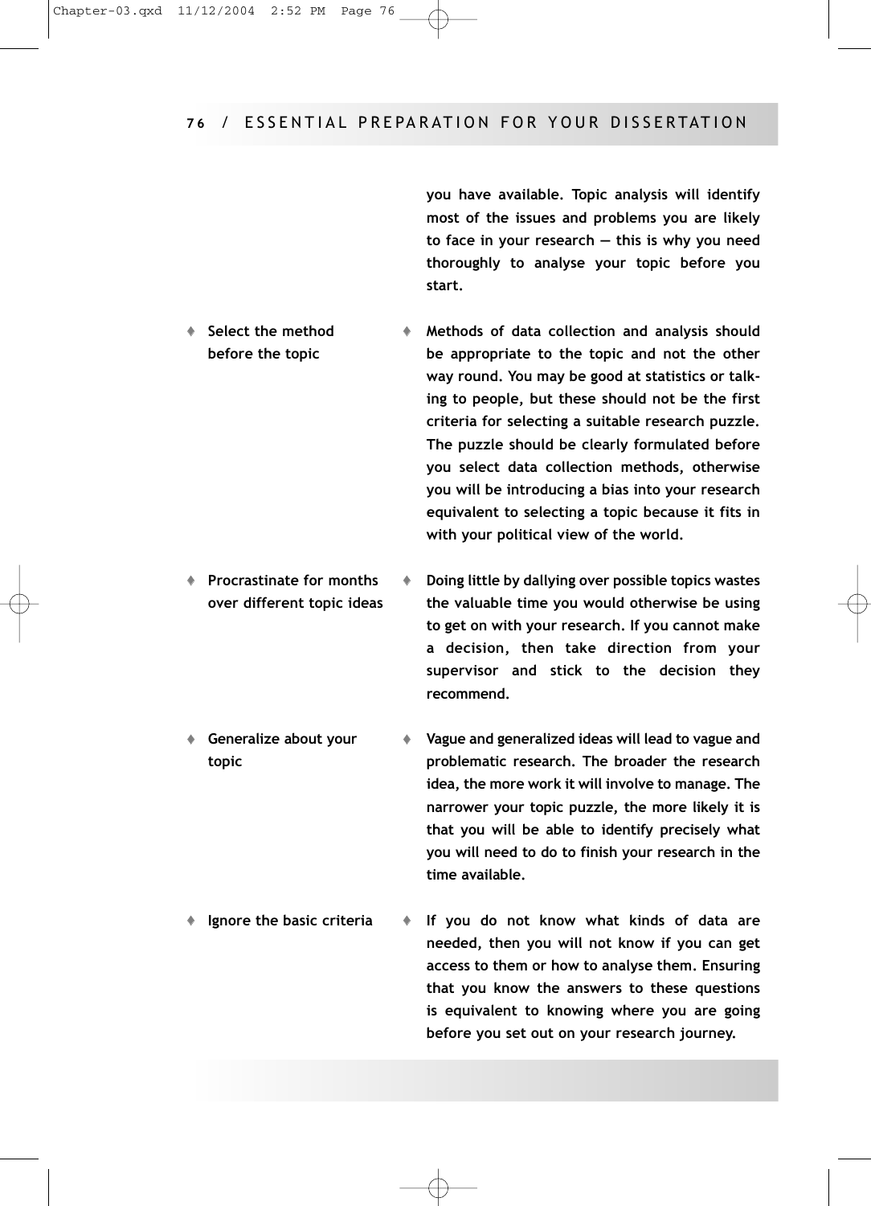you have available. Topic analysis will identify most of the issues and problems you are likely to face in your research — this is why you need thoroughly to analyse your topic before you start.

| | |
|---|---|
| ♦ Select the method before the topic | ♦ Methods of data collection and analysis should be appropriate to the topic and not the other way round. You may be good at statistics or talking to people, but these should not be the first criteria for selecting a suitable research puzzle. The puzzle should be clearly formulated before you select data collection methods, otherwise you will be introducing a bias into your research equivalent to selecting a topic because it fits in with your political view of the world. |
| ♦ Procrastinate for months over different topic ideas | ♦ Doing little by dallying over possible topics wastes the valuable time you would otherwise be using to get on with your research. If you cannot make a decision, then take direction from your supervisor and stick to the decision they recommend. |
| ♦ Generalize about your topic | ♦ Vague and generalized ideas will lead to vague and problematic research. The broader the research idea, the more work it will involve to manage. The narrower your topic puzzle, the more likely it is that you will be able to identify precisely what you will need to do to finish your research in the time available. |
| ♦ Ignore the basic criteria | ♦ If you do not know what kinds of data are needed, then you will not know if you can get access to them or how to analyse them. Ensuring that you know the answers to these questions is equivalent to knowing where you are going before you set out on your research journey. |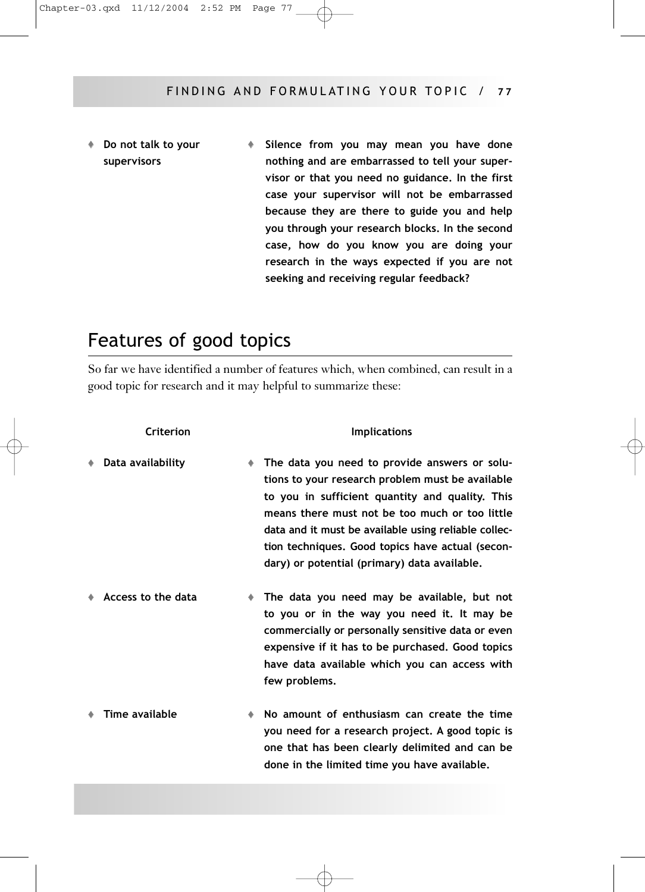- **Do not talk to your supervisors**
  - **Silence from you may mean you have done nothing and are embarrassed to tell your supervisor or that you need no guidance. In the first case your supervisor will not be embarrassed because they are there to guide you and help you through your research blocks. In the second case, how do you know you are doing your research in the ways expected if you are not seeking and receiving regular feedback?**

## Features of good topics

So far we have identified a number of features which, when combined, can result in a good topic for research and it may helpful to summarize these:

| Criterion | Implications |
|---|---|
| **Data availability** | **The data you need to provide answers or solutions to your research problem must be available to you in sufficient quantity and quality. This means there must not be too much or too little data and it must be available using reliable collection techniques. Good topics have actual (secondary) or potential (primary) data available.** |
| **Access to the data** | **The data you need may be available, but not to you or in the way you need it. It may be commercially or personally sensitive data or even expensive if it has to be purchased. Good topics have data available which you can access with few problems.** |
| **Time available** | **No amount of enthusiasm can create the time you need for a research project. A good topic is one that has been clearly delimited and can be done in the limited time you have available.** |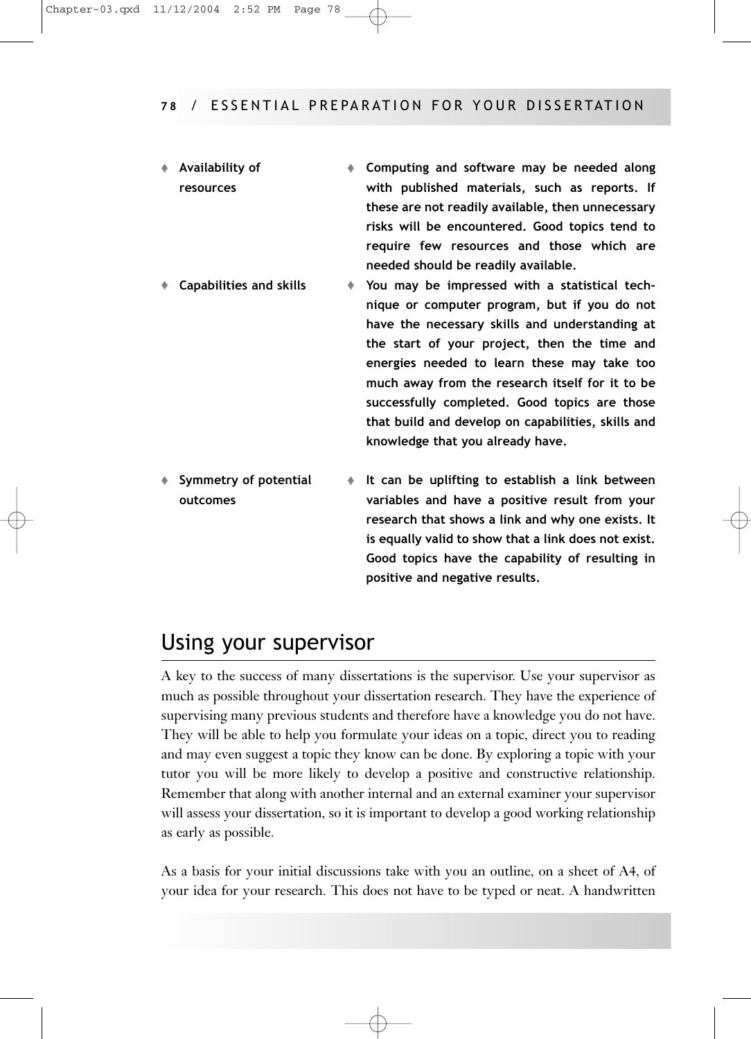- **Availability of resources**
- **Computing and software may be needed along with published materials, such as reports. If these are not readily available, then unnecessary risks will be encountered. Good topics tend to require few resources and those which are needed should be readily available.**

- **Capabilities and skills**
- **You may be impressed with a statistical technique or computer program, but if you do not have the necessary skills and understanding at the start of your project, then the time and energies needed to learn these may take too much away from the research itself for it to be successfully completed. Good topics are those that build and develop on capabilities, skills and knowledge that you already have.**

- **Symmetry of potential outcomes**
- **It can be uplifting to establish a link between variables and have a positive result from your research that shows a link and why one exists. It is equally valid to show that a link does not exist. Good topics have the capability of resulting in positive and negative results.**

## Using your supervisor

A key to the success of many dissertations is the supervisor. Use your supervisor as much as possible throughout your dissertation research. They have the experience of supervising many previous students and therefore have a knowledge you do not have. They will be able to help you formulate your ideas on a topic, direct you to reading and may even suggest a topic they know can be done. By exploring a topic with your tutor you will be more likely to develop a positive and constructive relationship. Remember that along with another internal and an external examiner your supervisor will assess your dissertation, so it is important to develop a good working relationship as early as possible.

As a basis for your initial discussions take with you an outline, on a sheet of A4, of your idea for your research. This does not have to be typed or neat. A handwritten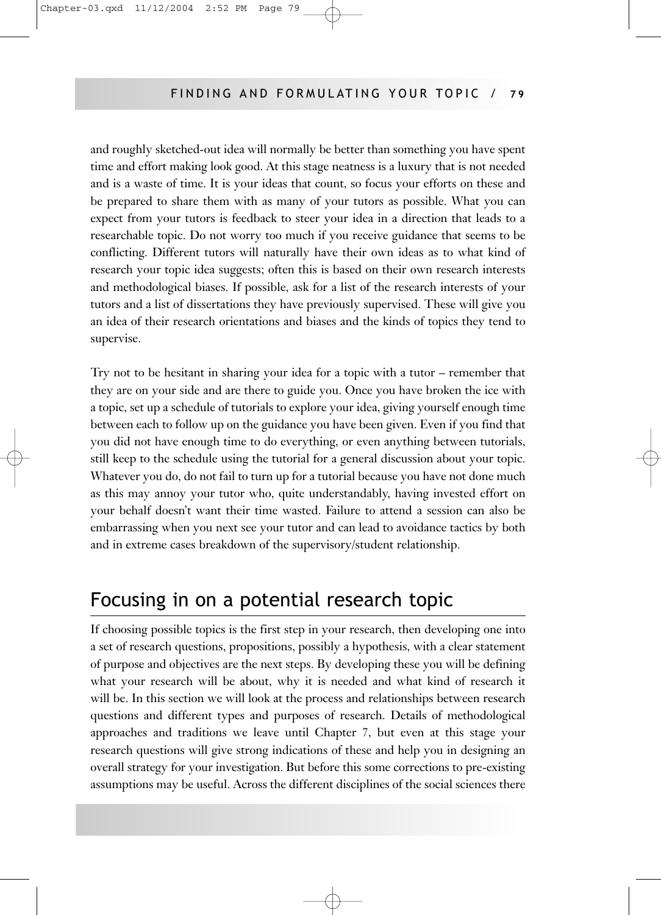and roughly sketched-out idea will normally be better than something you have spent time and effort making look good. At this stage neatness is a luxury that is not needed and is a waste of time. It is your ideas that count, so focus your efforts on these and be prepared to share them with as many of your tutors as possible. What you can expect from your tutors is feedback to steer your idea in a direction that leads to a researchable topic. Do not worry too much if you receive guidance that seems to be conflicting. Different tutors will naturally have their own ideas as to what kind of research your topic idea suggests; often this is based on their own research interests and methodological biases. If possible, ask for a list of the research interests of your tutors and a list of dissertations they have previously supervised. These will give you an idea of their research orientations and biases and the kinds of topics they tend to supervise.

Try not to be hesitant in sharing your idea for a topic with a tutor – remember that they are on your side and are there to guide you. Once you have broken the ice with a topic, set up a schedule of tutorials to explore your idea, giving yourself enough time between each to follow up on the guidance you have been given. Even if you find that you did not have enough time to do everything, or even anything between tutorials, still keep to the schedule using the tutorial for a general discussion about your topic. Whatever you do, do not fail to turn up for a tutorial because you have not done much as this may annoy your tutor who, quite understandably, having invested effort on your behalf doesn't want their time wasted. Failure to attend a session can also be embarrassing when you next see your tutor and can lead to avoidance tactics by both and in extreme cases breakdown of the supervisory/student relationship.

## Focusing in on a potential research topic

If choosing possible topics is the first step in your research, then developing one into a set of research questions, propositions, possibly a hypothesis, with a clear statement of purpose and objectives are the next steps. By developing these you will be defining what your research will be about, why it is needed and what kind of research it will be. In this section we will look at the process and relationships between research questions and different types and purposes of research. Details of methodological approaches and traditions we leave until Chapter 7, but even at this stage your research questions will give strong indications of these and help you in designing an overall strategy for your investigation. But before this some corrections to pre-existing assumptions may be useful. Across the different disciplines of the social sciences there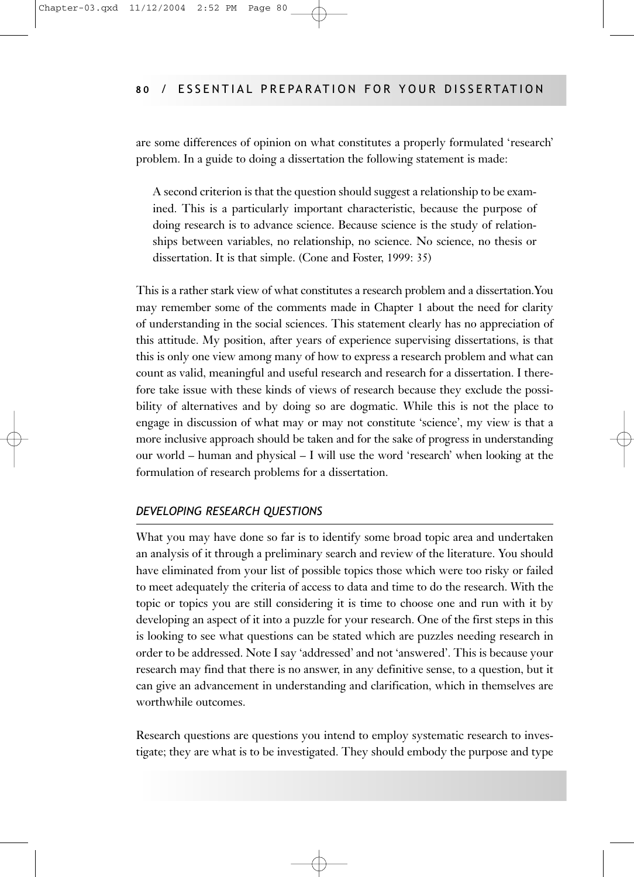are some differences of opinion on what constitutes a properly formulated 'research' problem. In a guide to doing a dissertation the following statement is made:

> A second criterion is that the question should suggest a relationship to be examined. This is a particularly important characteristic, because the purpose of doing research is to advance science. Because science is the study of relationships between variables, no relationship, no science. No science, no thesis or dissertation. It is that simple. (Cone and Foster, 1999: 35)

This is a rather stark view of what constitutes a research problem and a dissertation. You may remember some of the comments made in Chapter 1 about the need for clarity of understanding in the social sciences. This statement clearly has no appreciation of this attitude. My position, after years of experience supervising dissertations, is that this is only one view among many of how to express a research problem and what can count as valid, meaningful and useful research and research for a dissertation. I therefore take issue with these kinds of views of research because they exclude the possibility of alternatives and by doing so are dogmatic. While this is not the place to engage in discussion of what may or may not constitute 'science', my view is that a more inclusive approach should be taken and for the sake of progress in understanding our world – human and physical – I will use the word 'research' when looking at the formulation of research problems for a dissertation.

### *DEVELOPING RESEARCH QUESTIONS*

What you may have done so far is to identify some broad topic area and undertaken an analysis of it through a preliminary search and review of the literature. You should have eliminated from your list of possible topics those which were too risky or failed to meet adequately the criteria of access to data and time to do the research. With the topic or topics you are still considering it is time to choose one and run with it by developing an aspect of it into a puzzle for your research. One of the first steps in this is looking to see what questions can be stated which are puzzles needing research in order to be addressed. Note I say 'addressed' and not 'answered'. This is because your research may find that there is no answer, in any definitive sense, to a question, but it can give an advancement in understanding and clarification, which in themselves are worthwhile outcomes.

Research questions are questions you intend to employ systematic research to investigate; they are what is to be investigated. They should embody the purpose and type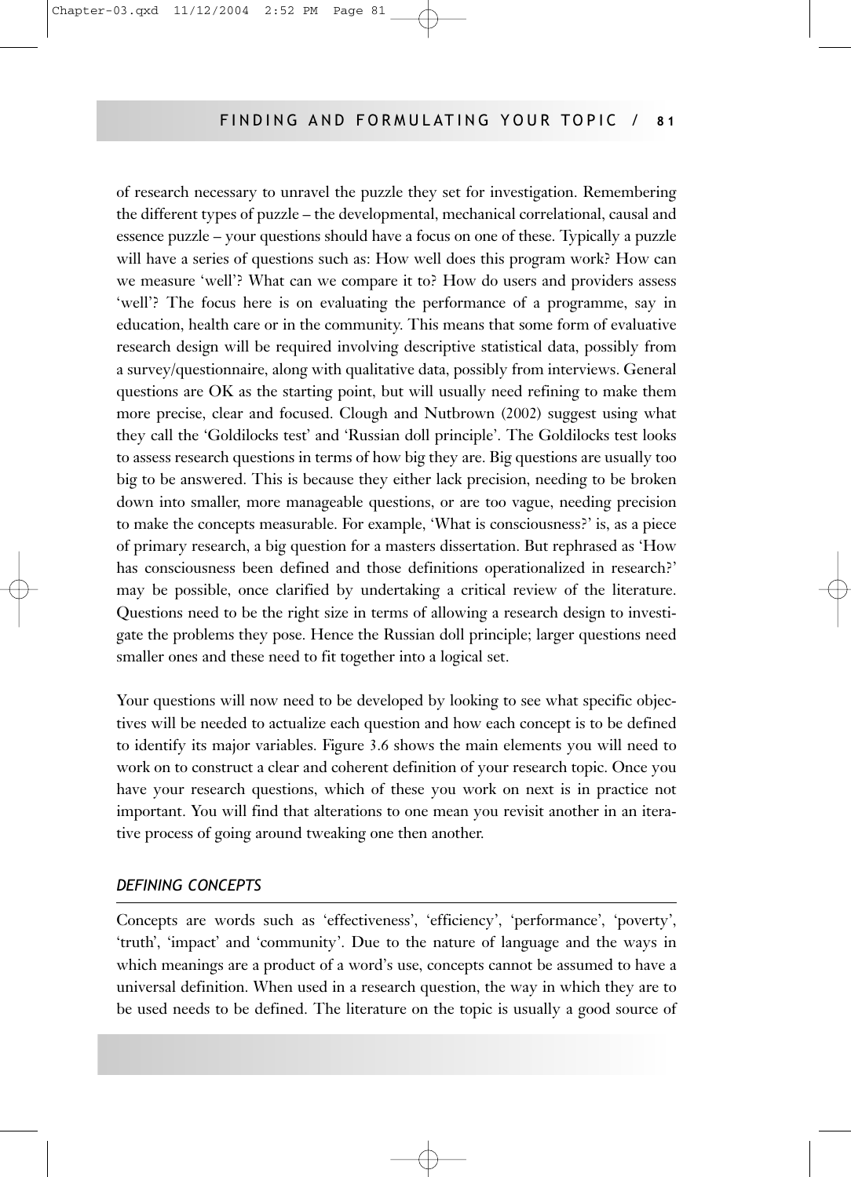of research necessary to unravel the puzzle they set for investigation. Remembering the different types of puzzle – the developmental, mechanical correlational, causal and essence puzzle – your questions should have a focus on one of these. Typically a puzzle will have a series of questions such as: How well does this program work? How can we measure 'well'? What can we compare it to? How do users and providers assess 'well'? The focus here is on evaluating the performance of a programme, say in education, health care or in the community. This means that some form of evaluative research design will be required involving descriptive statistical data, possibly from a survey/questionnaire, along with qualitative data, possibly from interviews. General questions are OK as the starting point, but will usually need refining to make them more precise, clear and focused. Clough and Nutbrown (2002) suggest using what they call the 'Goldilocks test' and 'Russian doll principle'. The Goldilocks test looks to assess research questions in terms of how big they are. Big questions are usually too big to be answered. This is because they either lack precision, needing to be broken down into smaller, more manageable questions, or are too vague, needing precision to make the concepts measurable. For example, 'What is consciousness?' is, as a piece of primary research, a big question for a masters dissertation. But rephrased as 'How has consciousness been defined and those definitions operationalized in research?' may be possible, once clarified by undertaking a critical review of the literature. Questions need to be the right size in terms of allowing a research design to investigate the problems they pose. Hence the Russian doll principle; larger questions need smaller ones and these need to fit together into a logical set.

Your questions will now need to be developed by looking to see what specific objectives will be needed to actualize each question and how each concept is to be defined to identify its major variables. Figure 3.6 shows the main elements you will need to work on to construct a clear and coherent definition of your research topic. Once you have your research questions, which of these you work on next is in practice not important. You will find that alterations to one mean you revisit another in an iterative process of going around tweaking one then another.

### *DEFINING CONCEPTS*

Concepts are words such as 'effectiveness', 'efficiency', 'performance', 'poverty', 'truth', 'impact' and 'community'. Due to the nature of language and the ways in which meanings are a product of a word's use, concepts cannot be assumed to have a universal definition. When used in a research question, the way in which they are to be used needs to be defined. The literature on the topic is usually a good source of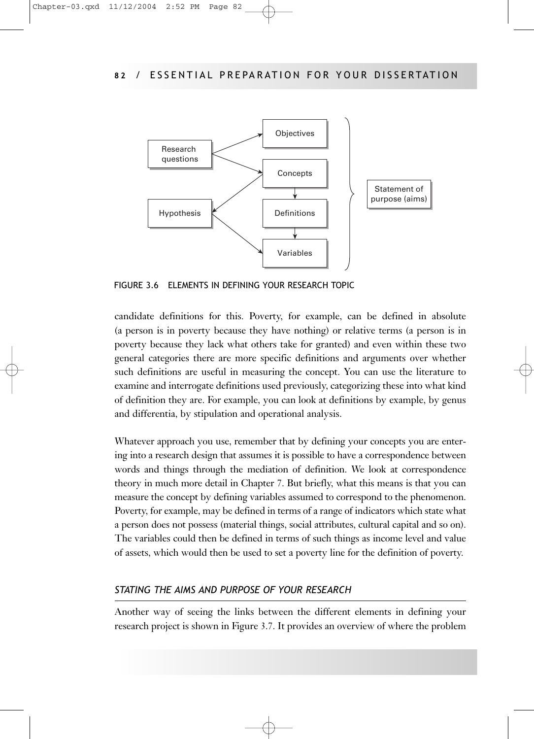FIGURE 3.6 ELEMENTS IN DEFINING YOUR RESEARCH TOPIC

candidate definitions for this. Poverty, for example, can be defined in absolute (a person is in poverty because they have nothing) or relative terms (a person is in poverty because they lack what others take for granted) and even within these two general categories there are more specific definitions and arguments over whether such definitions are useful in measuring the concept. You can use the literature to examine and interrogate definitions used previously, categorizing these into what kind of definition they are. For example, you can look at definitions by example, by genus and differentia, by stipulation and operational analysis.

Whatever approach you use, remember that by defining your concepts you are entering into a research design that assumes it is possible to have a correspondence between words and things through the mediation of definition. We look at correspondence theory in much more detail in Chapter 7. But briefly, what this means is that you can measure the concept by defining variables assumed to correspond to the phenomenon. Poverty, for example, may be defined in terms of a range of indicators which state what a person does not possess (material things, social attributes, cultural capital and so on). The variables could then be defined in terms of such things as income level and value of assets, which would then be used to set a poverty line for the definition of poverty.

### *STATING THE AIMS AND PURPOSE OF YOUR RESEARCH*

Another way of seeing the links between the different elements in defining your research project is shown in Figure 3.7. It provides an overview of where the problem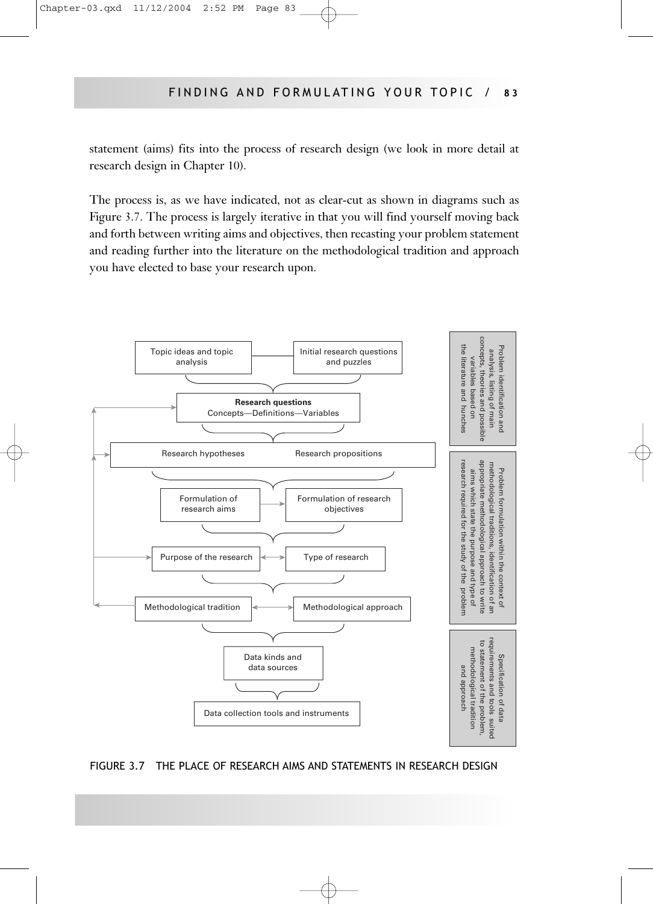statement (aims) fits into the process of research design (we look in more detail at research design in Chapter 10).

The process is, as we have indicated, not as clear-cut as shown in diagrams such as Figure 3.7. The process is largely iterative in that you will find yourself moving back and forth between writing aims and objectives, then recasting your problem statement and reading further into the literature on the methodological tradition and approach you have elected to base your research upon.

Topic ideas and topic analysis — Initial research questions and puzzles

**Research questions**
Concepts—Definitions—Variables

Research hypotheses — Research propositions

Formulation of research aims → Formulation of research objectives

Purpose of the research ↔ Type of research

Methodological tradition ↔ Methodological approach

Data kinds and data sources

Data collection tools and instruments

Problem identification and analysis, listing of main concepts, theories and possible variables based on the literature and hunches

Problem formulation within the context of methodological traditions, identification of an appropriate methodological approach to write aims which state the purpose and type of research required for the study of the problem

Specification of data requirements and tools suited to statement of the problem, methodological tradition and approach

FIGURE 3.7 THE PLACE OF RESEARCH AIMS AND STATEMENTS IN RESEARCH DESIGN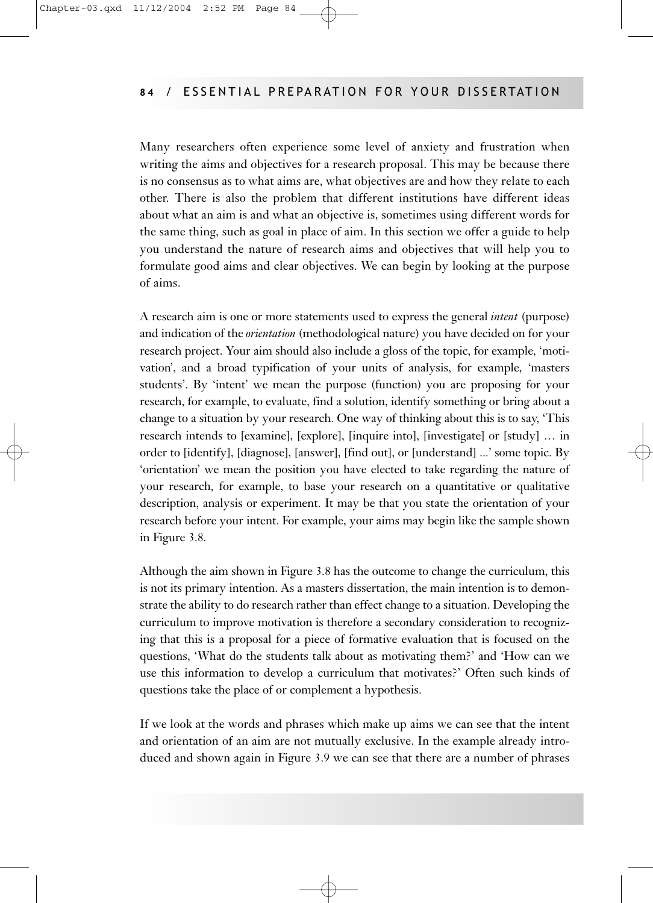Many researchers often experience some level of anxiety and frustration when writing the aims and objectives for a research proposal. This may be because there is no consensus as to what aims are, what objectives are and how they relate to each other. There is also the problem that different institutions have different ideas about what an aim is and what an objective is, sometimes using different words for the same thing, such as goal in place of aim. In this section we offer a guide to help you understand the nature of research aims and objectives that will help you to formulate good aims and clear objectives. We can begin by looking at the purpose of aims.

A research aim is one or more statements used to express the general *intent* (purpose) and indication of the *orientation* (methodological nature) you have decided on for your research project. Your aim should also include a gloss of the topic, for example, 'motivation', and a broad typification of your units of analysis, for example, 'masters students'. By 'intent' we mean the purpose (function) you are proposing for your research, for example, to evaluate, find a solution, identify something or bring about a change to a situation by your research. One way of thinking about this is to say, 'This research intends to [examine], [explore], [inquire into], [investigate] or [study] … in order to [identify], [diagnose], [answer], [find out], or [understand] ...' some topic. By 'orientation' we mean the position you have elected to take regarding the nature of your research, for example, to base your research on a quantitative or qualitative description, analysis or experiment. It may be that you state the orientation of your research before your intent. For example, your aims may begin like the sample shown in Figure 3.8.

Although the aim shown in Figure 3.8 has the outcome to change the curriculum, this is not its primary intention. As a masters dissertation, the main intention is to demonstrate the ability to do research rather than effect change to a situation. Developing the curriculum to improve motivation is therefore a secondary consideration to recognizing that this is a proposal for a piece of formative evaluation that is focused on the questions, 'What do the students talk about as motivating them?' and 'How can we use this information to develop a curriculum that motivates?' Often such kinds of questions take the place of or complement a hypothesis.

If we look at the words and phrases which make up aims we can see that the intent and orientation of an aim are not mutually exclusive. In the example already introduced and shown again in Figure 3.9 we can see that there are a number of phrases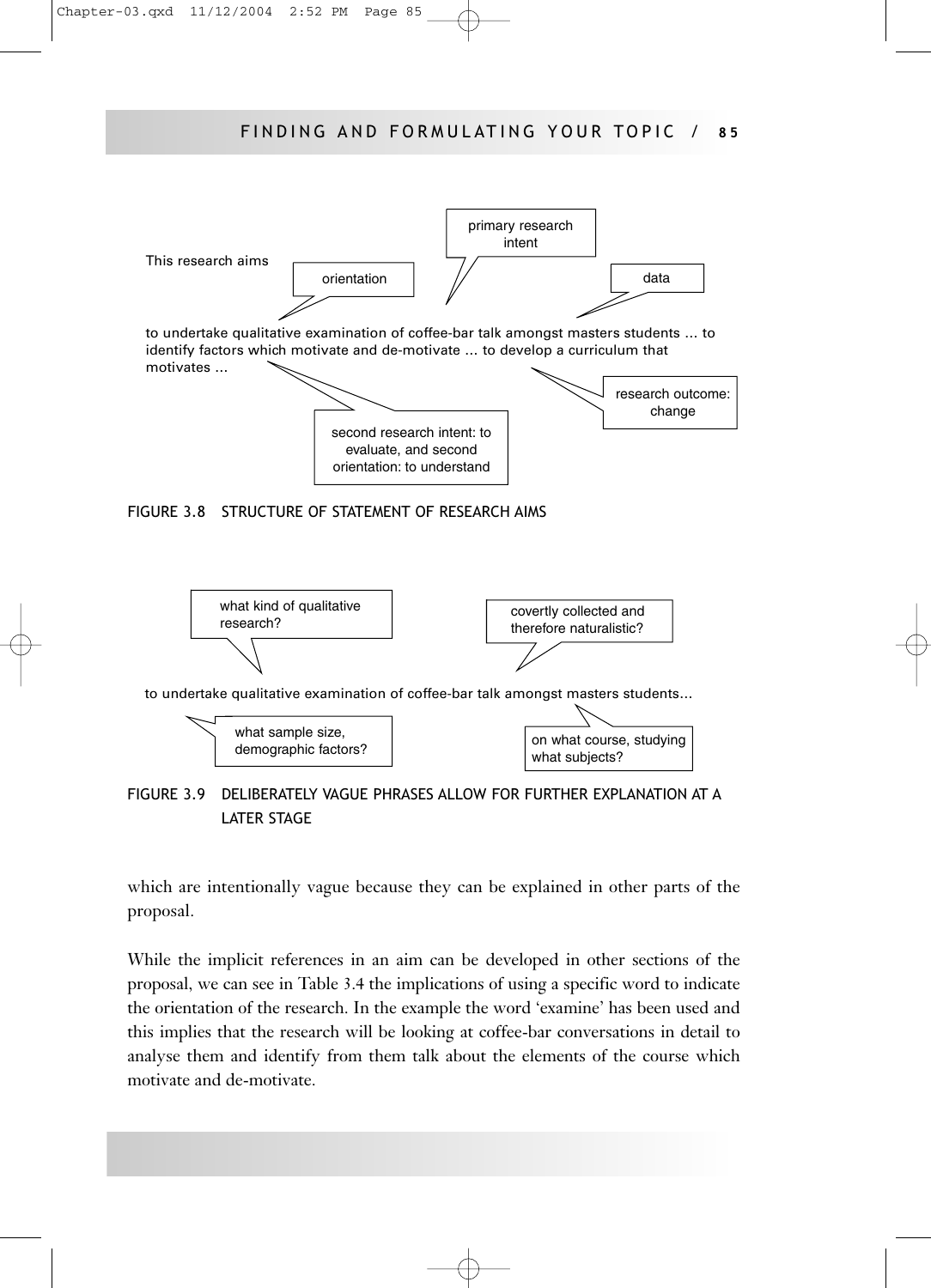This research aims

orientation

primary research intent

data

to undertake qualitative examination of coffee-bar talk amongst masters students ... to identify factors which motivate and de-motivate ... to develop a curriculum that motivates ...

second research intent: to evaluate, and second orientation: to understand

research outcome: change

FIGURE 3.8 STRUCTURE OF STATEMENT OF RESEARCH AIMS

what kind of qualitative research?

covertly collected and therefore naturalistic?

to undertake qualitative examination of coffee-bar talk amongst masters students...

what sample size, demographic factors?

on what course, studying what subjects?

FIGURE 3.9 DELIBERATELY VAGUE PHRASES ALLOW FOR FURTHER EXPLANATION AT A LATER STAGE

which are intentionally vague because they can be explained in other parts of the proposal.

While the implicit references in an aim can be developed in other sections of the proposal, we can see in Table 3.4 the implications of using a specific word to indicate the orientation of the research. In the example the word 'examine' has been used and this implies that the research will be looking at coffee-bar conversations in detail to analyse them and identify from them talk about the elements of the course which motivate and de-motivate.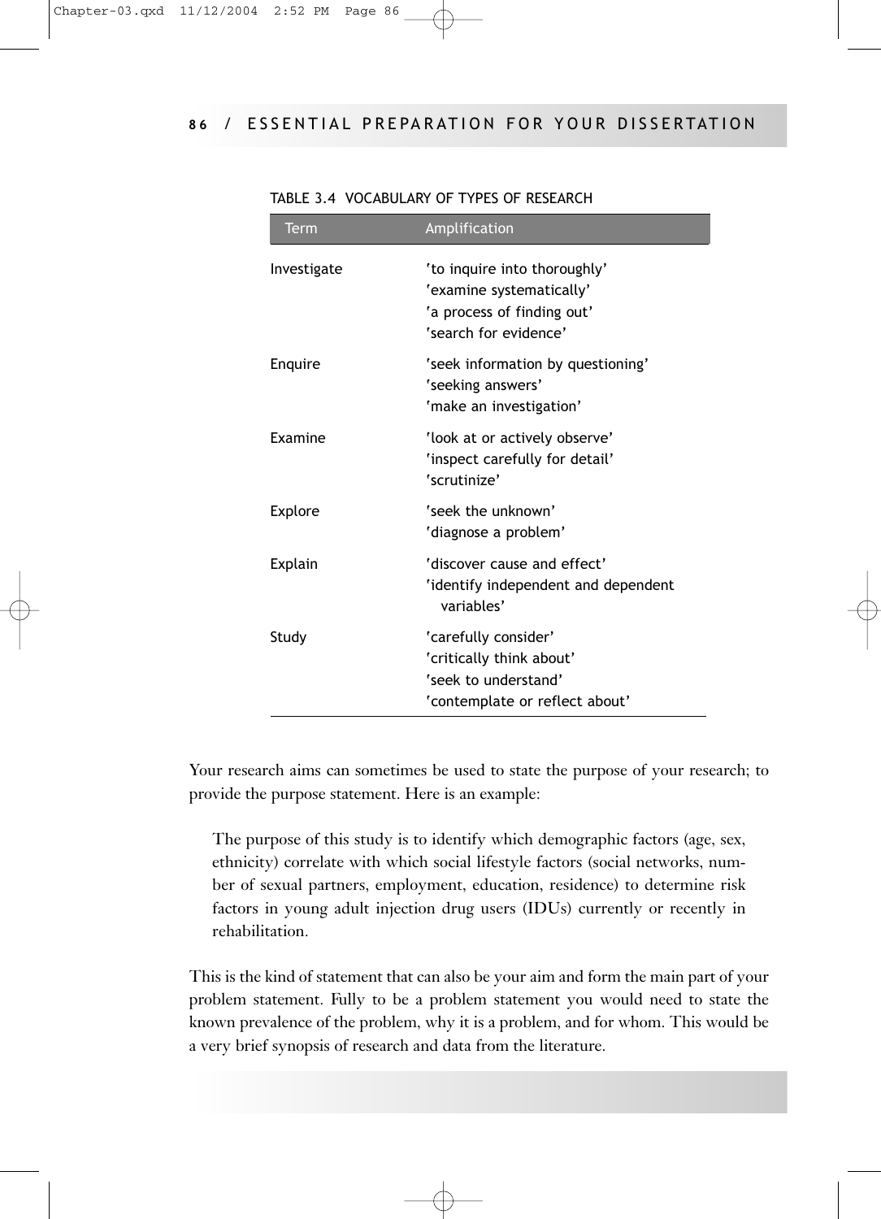TABLE 3.4 VOCABULARY OF TYPES OF RESEARCH

| Term | Amplification |
|---|---|
| Investigate | 'to inquire into thoroughly'<br>'examine systematically'<br>'a process of finding out'<br>'search for evidence' |
| Enquire | 'seek information by questioning'<br>'seeking answers'<br>'make an investigation' |
| Examine | 'look at or actively observe'<br>'inspect carefully for detail'<br>'scrutinize' |
| Explore | 'seek the unknown'<br>'diagnose a problem' |
| Explain | 'discover cause and effect'<br>'identify independent and dependent variables' |
| Study | 'carefully consider'<br>'critically think about'<br>'seek to understand'<br>'contemplate or reflect about' |

Your research aims can sometimes be used to state the purpose of your research; to provide the purpose statement. Here is an example:

> The purpose of this study is to identify which demographic factors (age, sex, ethnicity) correlate with which social lifestyle factors (social networks, number of sexual partners, employment, education, residence) to determine risk factors in young adult injection drug users (IDUs) currently or recently in rehabilitation.

This is the kind of statement that can also be your aim and form the main part of your problem statement. Fully to be a problem statement you would need to state the known prevalence of the problem, why it is a problem, and for whom. This would be a very brief synopsis of research and data from the literature.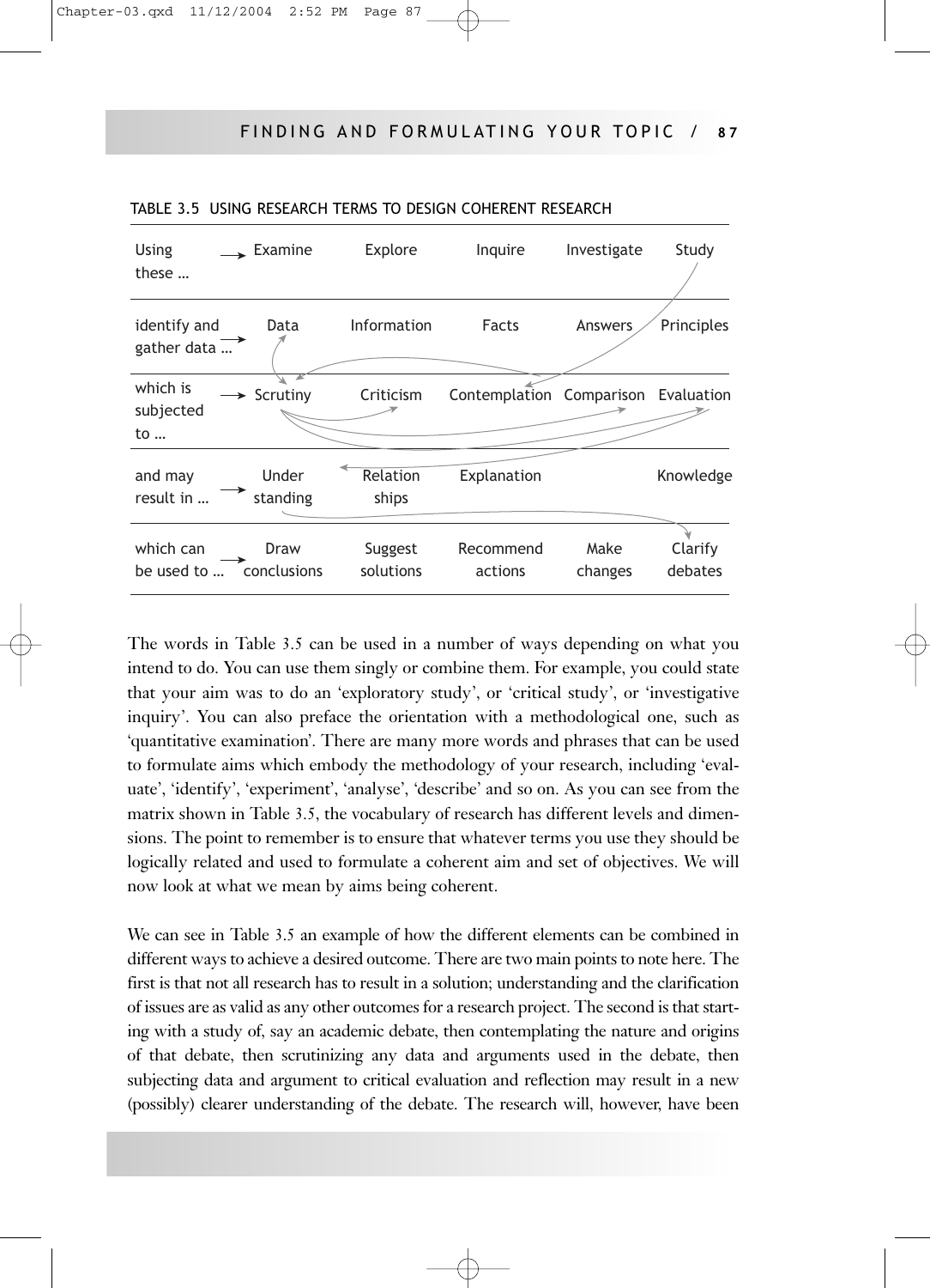TABLE 3.5 USING RESEARCH TERMS TO DESIGN COHERENT RESEARCH

| | | | | | |
|---|---|---|---|---|---|
| Using these … → | Examine | Explore | Inquire | Investigate | Study |
| identify and gather data … → | Data | Information | Facts | Answers | Principles |
| which is subjected to … → | Scrutiny | Criticism | Contemplation | Comparison | Evaluation |
| and may result in … → | Understanding | Relationships | Explanation | | Knowledge |
| which can be used to … → | Draw conclusions | Suggest solutions | Recommend actions | Make changes | Clarify debates |

The words in Table 3.5 can be used in a number of ways depending on what you intend to do. You can use them singly or combine them. For example, you could state that your aim was to do an 'exploratory study', or 'critical study', or 'investigative inquiry'. You can also preface the orientation with a methodological one, such as 'quantitative examination'. There are many more words and phrases that can be used to formulate aims which embody the methodology of your research, including 'evaluate', 'identify', 'experiment', 'analyse', 'describe' and so on. As you can see from the matrix shown in Table 3.5, the vocabulary of research has different levels and dimensions. The point to remember is to ensure that whatever terms you use they should be logically related and used to formulate a coherent aim and set of objectives. We will now look at what we mean by aims being coherent.

We can see in Table 3.5 an example of how the different elements can be combined in different ways to achieve a desired outcome. There are two main points to note here. The first is that not all research has to result in a solution; understanding and the clarification of issues are as valid as any other outcomes for a research project. The second is that starting with a study of, say an academic debate, then contemplating the nature and origins of that debate, then scrutinizing any data and arguments used in the debate, then subjecting data and argument to critical evaluation and reflection may result in a new (possibly) clearer understanding of the debate. The research will, however, have been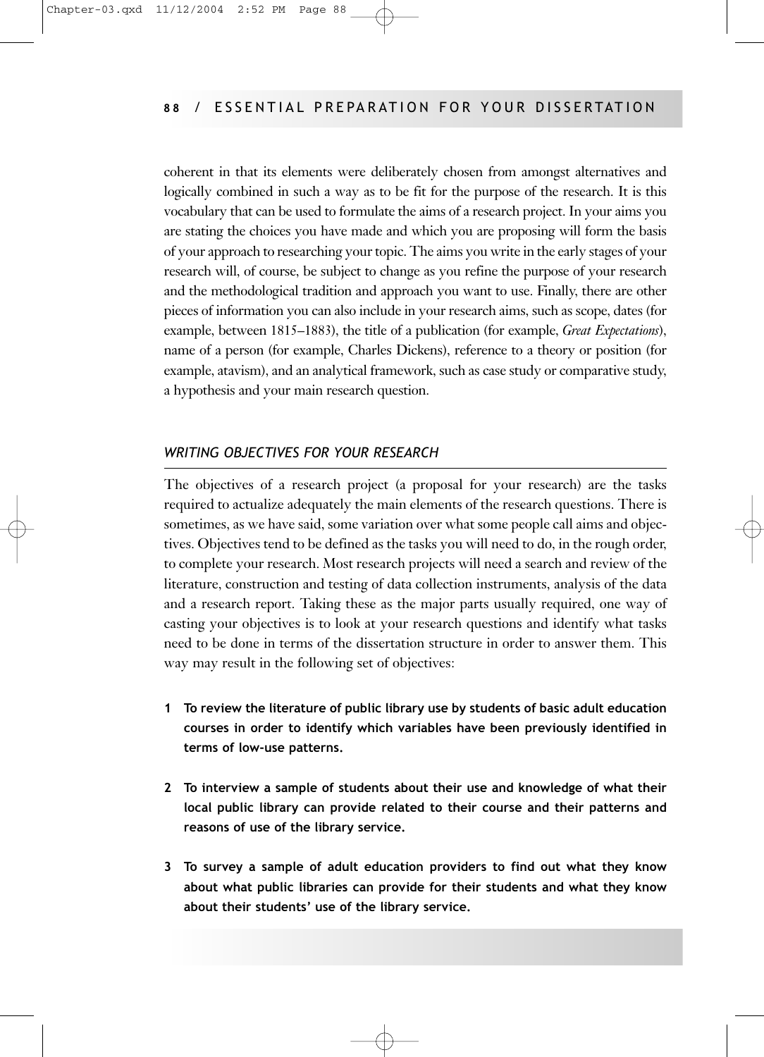coherent in that its elements were deliberately chosen from amongst alternatives and logically combined in such a way as to be fit for the purpose of the research. It is this vocabulary that can be used to formulate the aims of a research project. In your aims you are stating the choices you have made and which you are proposing will form the basis of your approach to researching your topic. The aims you write in the early stages of your research will, of course, be subject to change as you refine the purpose of your research and the methodological tradition and approach you want to use. Finally, there are other pieces of information you can also include in your research aims, such as scope, dates (for example, between 1815–1883), the title of a publication (for example, *Great Expectations*), name of a person (for example, Charles Dickens), reference to a theory or position (for example, atavism), and an analytical framework, such as case study or comparative study, a hypothesis and your main research question.

### *WRITING OBJECTIVES FOR YOUR RESEARCH*

The objectives of a research project (a proposal for your research) are the tasks required to actualize adequately the main elements of the research questions. There is sometimes, as we have said, some variation over what some people call aims and objectives. Objectives tend to be defined as the tasks you will need to do, in the rough order, to complete your research. Most research projects will need a search and review of the literature, construction and testing of data collection instruments, analysis of the data and a research report. Taking these as the major parts usually required, one way of casting your objectives is to look at your research questions and identify what tasks need to be done in terms of the dissertation structure in order to answer them. This way may result in the following set of objectives:

1. **To review the literature of public library use by students of basic adult education courses in order to identify which variables have been previously identified in terms of low-use patterns.**

2. **To interview a sample of students about their use and knowledge of what their local public library can provide related to their course and their patterns and reasons of use of the library service.**

3. **To survey a sample of adult education providers to find out what they know about what public libraries can provide for their students and what they know about their students' use of the library service.**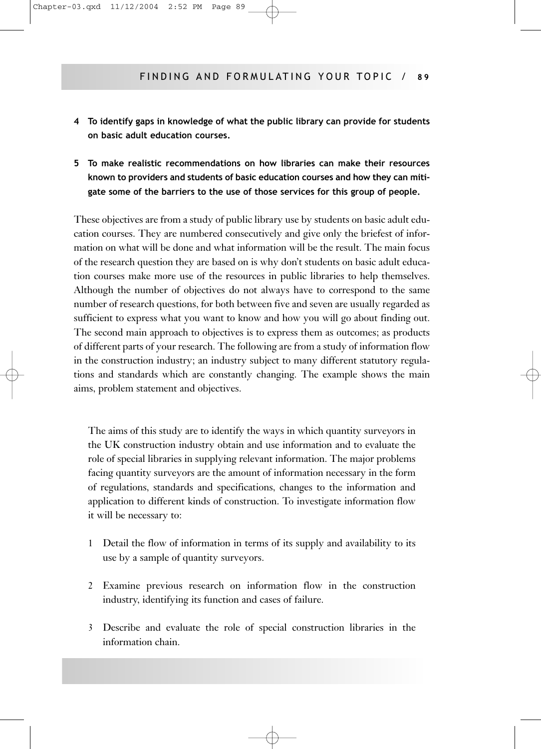**4 To identify gaps in knowledge of what the public library can provide for students on basic adult education courses.**

**5 To make realistic recommendations on how libraries can make their resources known to providers and students of basic education courses and how they can mitigate some of the barriers to the use of those services for this group of people.**

These objectives are from a study of public library use by students on basic adult education courses. They are numbered consecutively and give only the briefest of information on what will be done and what information will be the result. The main focus of the research question they are based on is why don't students on basic adult education courses make more use of the resources in public libraries to help themselves. Although the number of objectives do not always have to correspond to the same number of research questions, for both between five and seven are usually regarded as sufficient to express what you want to know and how you will go about finding out. The second main approach to objectives is to express them as outcomes; as products of different parts of your research. The following are from a study of information flow in the construction industry; an industry subject to many different statutory regulations and standards which are constantly changing. The example shows the main aims, problem statement and objectives.

> The aims of this study are to identify the ways in which quantity surveyors in the UK construction industry obtain and use information and to evaluate the role of special libraries in supplying relevant information. The major problems facing quantity surveyors are the amount of information necessary in the form of regulations, standards and specifications, changes to the information and application to different kinds of construction. To investigate information flow it will be necessary to:
>
> 1 Detail the flow of information in terms of its supply and availability to its use by a sample of quantity surveyors.
>
> 2 Examine previous research on information flow in the construction industry, identifying its function and cases of failure.
>
> 3 Describe and evaluate the role of special construction libraries in the information chain.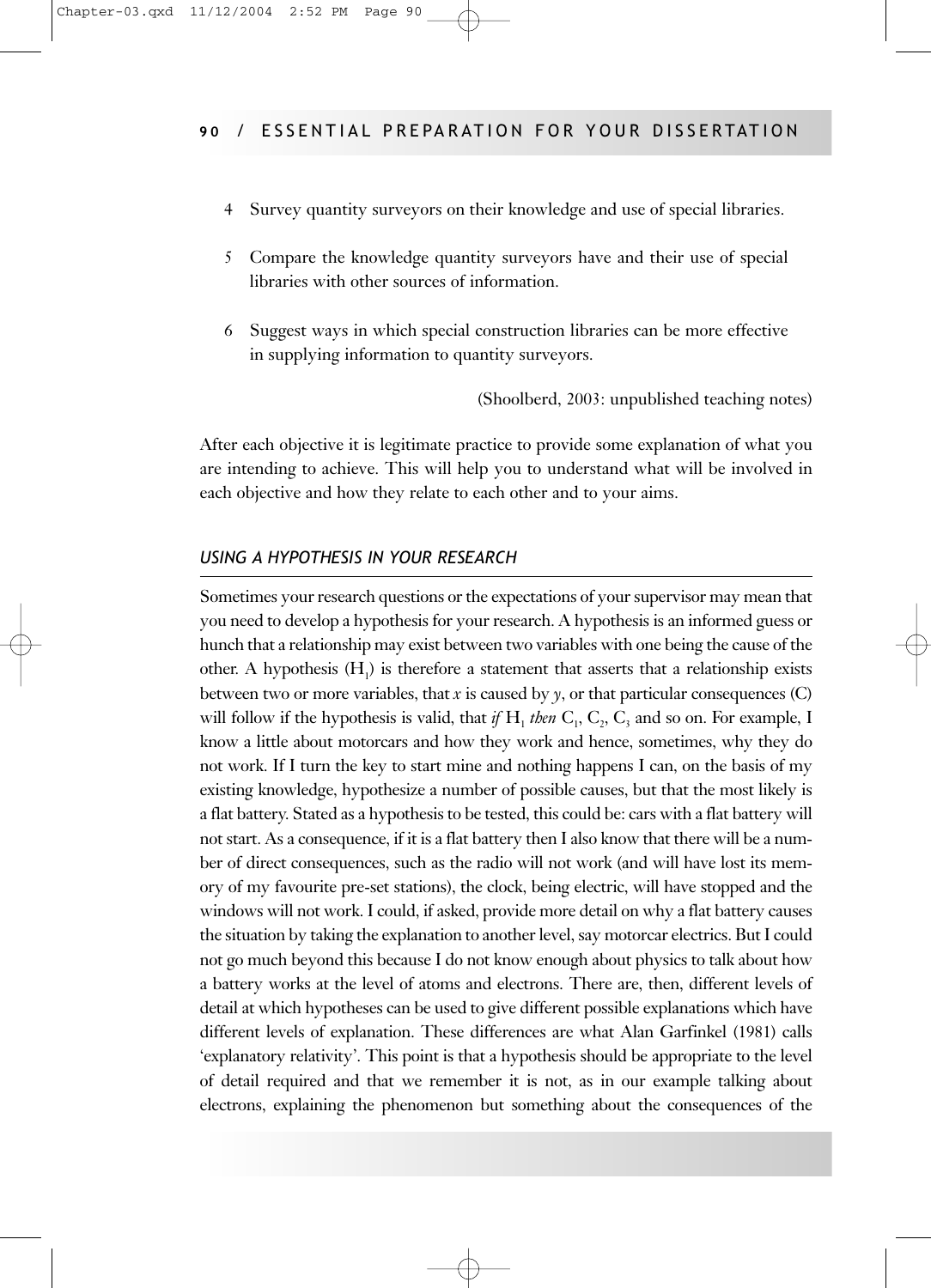4. Survey quantity surveyors on their knowledge and use of special libraries.
5. Compare the knowledge quantity surveyors have and their use of special libraries with other sources of information.
6. Suggest ways in which special construction libraries can be more effective in supplying information to quantity surveyors.

(Shoolberd, 2003: unpublished teaching notes)

After each objective it is legitimate practice to provide some explanation of what you are intending to achieve. This will help you to understand what will be involved in each objective and how they relate to each other and to your aims.

### *USING A HYPOTHESIS IN YOUR RESEARCH*

Sometimes your research questions or the expectations of your supervisor may mean that you need to develop a hypothesis for your research. A hypothesis is an informed guess or hunch that a relationship may exist between two variables with one being the cause of the other. A hypothesis ($H_1$) is therefore a statement that asserts that a relationship exists between two or more variables, that $x$ is caused by $y$, or that particular consequences (C) will follow if the hypothesis is valid, that *if* $H_1$ *then* $C_1$, $C_2$, $C_3$ and so on. For example, I know a little about motorcars and how they work and hence, sometimes, why they do not work. If I turn the key to start mine and nothing happens I can, on the basis of my existing knowledge, hypothesize a number of possible causes, but that the most likely is a flat battery. Stated as a hypothesis to be tested, this could be: cars with a flat battery will not start. As a consequence, if it is a flat battery then I also know that there will be a number of direct consequences, such as the radio will not work (and will have lost its memory of my favourite pre-set stations), the clock, being electric, will have stopped and the windows will not work. I could, if asked, provide more detail on why a flat battery causes the situation by taking the explanation to another level, say motorcar electrics. But I could not go much beyond this because I do not know enough about physics to talk about how a battery works at the level of atoms and electrons. There are, then, different levels of detail at which hypotheses can be used to give different possible explanations which have different levels of explanation. These differences are what Alan Garfinkel (1981) calls 'explanatory relativity'. This point is that a hypothesis should be appropriate to the level of detail required and that we remember it is not, as in our example talking about electrons, explaining the phenomenon but something about the consequences of the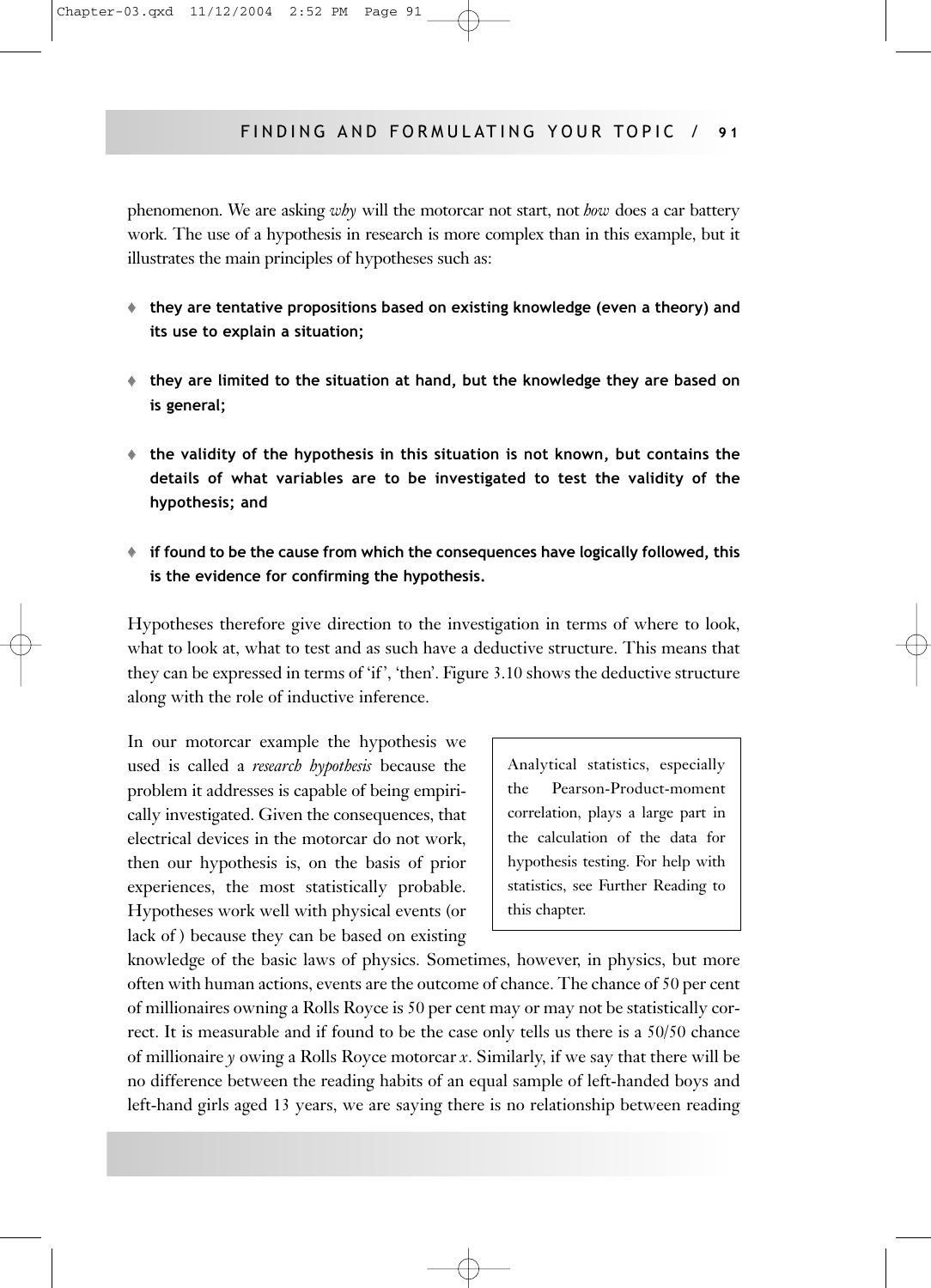phenomenon. We are asking *why* will the motorcar not start, not *how* does a car battery work. The use of a hypothesis in research is more complex than in this example, but it illustrates the main principles of hypotheses such as:

- **they are tentative propositions based on existing knowledge (even a theory) and its use to explain a situation;**
- **they are limited to the situation at hand, but the knowledge they are based on is general;**
- **the validity of the hypothesis in this situation is not known, but contains the details of what variables are to be investigated to test the validity of the hypothesis; and**
- **if found to be the cause from which the consequences have logically followed, this is the evidence for confirming the hypothesis.**

Hypotheses therefore give direction to the investigation in terms of where to look, what to look at, what to test and as such have a deductive structure. This means that they can be expressed in terms of 'if', 'then'. Figure 3.10 shows the deductive structure along with the role of inductive inference.

> Analytical statistics, especially the Pearson-Product-moment correlation, plays a large part in the calculation of the data for hypothesis testing. For help with statistics, see Further Reading to this chapter.

In our motorcar example the hypothesis we used is called a *research hypothesis* because the problem it addresses is capable of being empirically investigated. Given the consequences, that electrical devices in the motorcar do not work, then our hypothesis is, on the basis of prior experiences, the most statistically probable. Hypotheses work well with physical events (or lack of) because they can be based on existing knowledge of the basic laws of physics. Sometimes, however, in physics, but more often with human actions, events are the outcome of chance. The chance of 50 per cent of millionaires owning a Rolls Royce is 50 per cent may or may not be statistically correct. It is measurable and if found to be the case only tells us there is a 50/50 chance of millionaire *y* owing a Rolls Royce motorcar *x*. Similarly, if we say that there will be no difference between the reading habits of an equal sample of left-handed boys and left-hand girls aged 13 years, we are saying there is no relationship between reading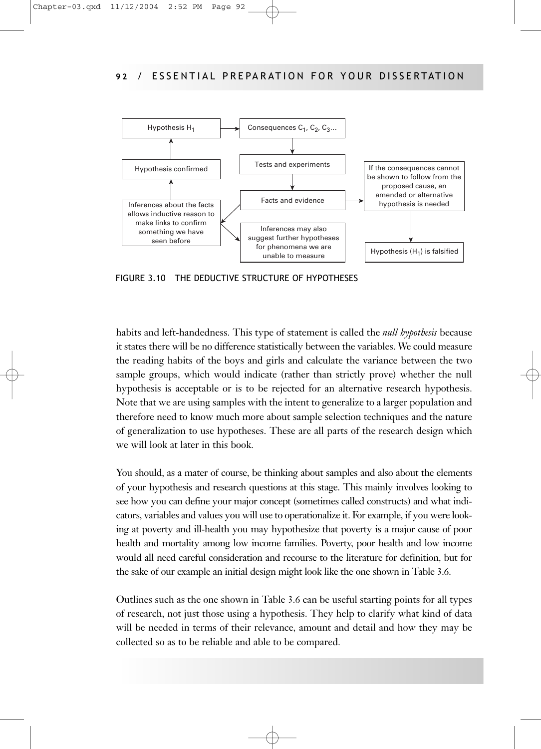Hypothesis $H_1$

Consequences $C_1$, $C_2$, $C_3$...

Tests and experiments

Facts and evidence

Hypothesis confirmed

Inferences about the facts allows inductive reason to make links to confirm something we have seen before

Inferences may also suggest further hypotheses for phenomena we are unable to measure

If the consequences cannot be shown to follow from the proposed cause, an amended or alternative hypothesis is needed

Hypothesis ($H_1$) is falsified

FIGURE 3.10 THE DEDUCTIVE STRUCTURE OF HYPOTHESES

habits and left-handedness. This type of statement is called the *null hypothesis* because it states there will be no difference statistically between the variables. We could measure the reading habits of the boys and girls and calculate the variance between the two sample groups, which would indicate (rather than strictly prove) whether the null hypothesis is acceptable or is to be rejected for an alternative research hypothesis. Note that we are using samples with the intent to generalize to a larger population and therefore need to know much more about sample selection techniques and the nature of generalization to use hypotheses. These are all parts of the research design which we will look at later in this book.

You should, as a mater of course, be thinking about samples and also about the elements of your hypothesis and research questions at this stage. This mainly involves looking to see how you can define your major concept (sometimes called constructs) and what indicators, variables and values you will use to operationalize it. For example, if you were looking at poverty and ill-health you may hypothesize that poverty is a major cause of poor health and mortality among low income families. Poverty, poor health and low income would all need careful consideration and recourse to the literature for definition, but for the sake of our example an initial design might look like the one shown in Table 3.6.

Outlines such as the one shown in Table 3.6 can be useful starting points for all types of research, not just those using a hypothesis. They help to clarify what kind of data will be needed in terms of their relevance, amount and detail and how they may be collected so as to be reliable and able to be compared.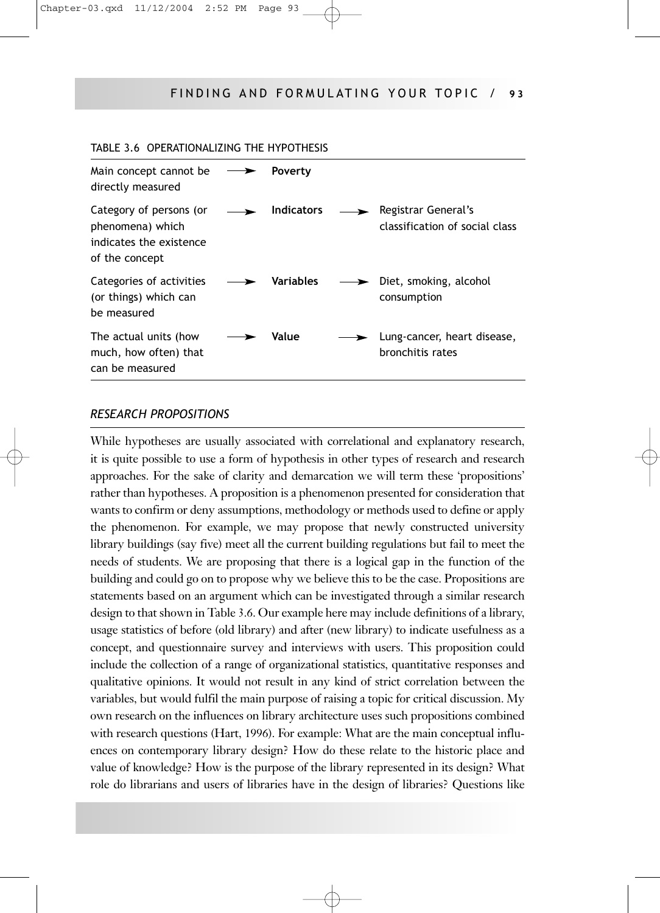TABLE 3.6 OPERATIONALIZING THE HYPOTHESIS

| | | | | |
|---|---|---|---|---|
| Main concept cannot be directly measured | → | **Poverty** | | |
| Category of persons (or phenomena) which indicates the existence of the concept | → | **Indicators** | → | Registrar General's classification of social class |
| Categories of activities (or things) which can be measured | → | **Variables** | → | Diet, smoking, alcohol consumption |
| The actual units (how much, how often) that can be measured | → | **Value** | → | Lung-cancer, heart disease, bronchitis rates |

### *RESEARCH PROPOSITIONS*

While hypotheses are usually associated with correlational and explanatory research, it is quite possible to use a form of hypothesis in other types of research and research approaches. For the sake of clarity and demarcation we will term these 'propositions' rather than hypotheses. A proposition is a phenomenon presented for consideration that wants to confirm or deny assumptions, methodology or methods used to define or apply the phenomenon. For example, we may propose that newly constructed university library buildings (say five) meet all the current building regulations but fail to meet the needs of students. We are proposing that there is a logical gap in the function of the building and could go on to propose why we believe this to be the case. Propositions are statements based on an argument which can be investigated through a similar research design to that shown in Table 3.6. Our example here may include definitions of a library, usage statistics of before (old library) and after (new library) to indicate usefulness as a concept, and questionnaire survey and interviews with users. This proposition could include the collection of a range of organizational statistics, quantitative responses and qualitative opinions. It would not result in any kind of strict correlation between the variables, but would fulfil the main purpose of raising a topic for critical discussion. My own research on the influences on library architecture uses such propositions combined with research questions (Hart, 1996). For example: What are the main conceptual influences on contemporary library design? How do these relate to the historic place and value of knowledge? How is the purpose of the library represented in its design? What role do librarians and users of libraries have in the design of libraries? Questions like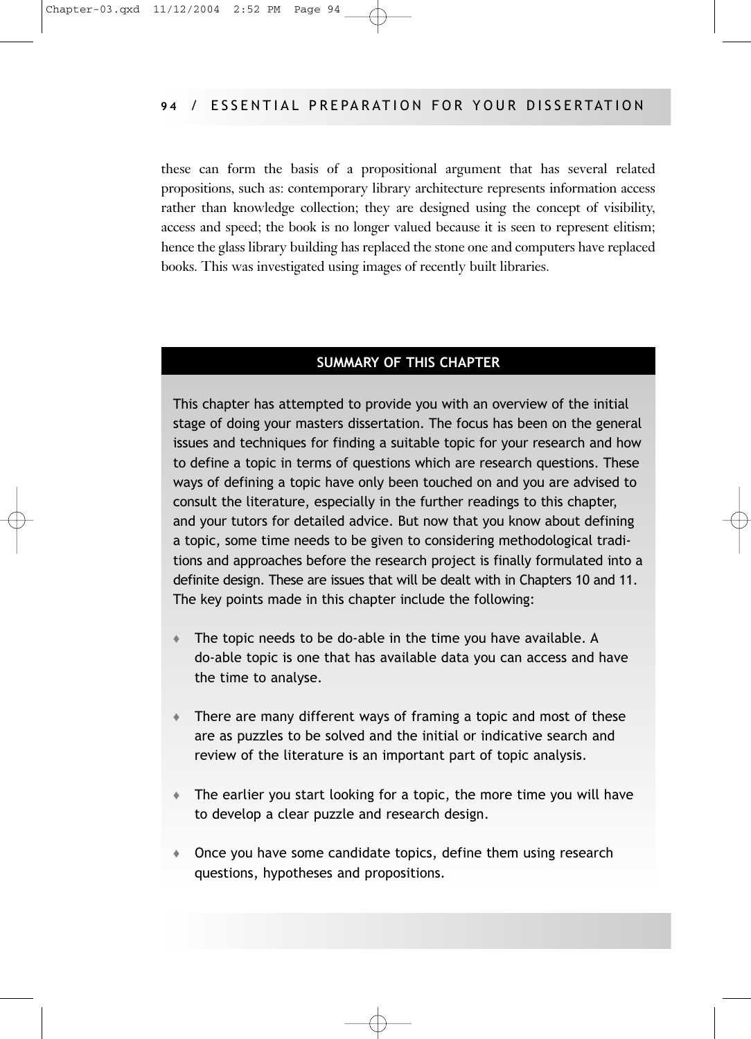these can form the basis of a propositional argument that has several related propositions, such as: contemporary library architecture represents information access rather than knowledge collection; they are designed using the concept of visibility, access and speed; the book is no longer valued because it is seen to represent elitism; hence the glass library building has replaced the stone one and computers have replaced books. This was investigated using images of recently built libraries.

## SUMMARY OF THIS CHAPTER

This chapter has attempted to provide you with an overview of the initial stage of doing your masters dissertation. The focus has been on the general issues and techniques for finding a suitable topic for your research and how to define a topic in terms of questions which are research questions. These ways of defining a topic have only been touched on and you are advised to consult the literature, especially in the further readings to this chapter, and your tutors for detailed advice. But now that you know about defining a topic, some time needs to be given to considering methodological traditions and approaches before the research project is finally formulated into a definite design. These are issues that will be dealt with in Chapters 10 and 11. The key points made in this chapter include the following:

- The topic needs to be do-able in the time you have available. A do-able topic is one that has available data you can access and have the time to analyse.
- There are many different ways of framing a topic and most of these are as puzzles to be solved and the initial or indicative search and review of the literature is an important part of topic analysis.
- The earlier you start looking for a topic, the more time you will have to develop a clear puzzle and research design.
- Once you have some candidate topics, define them using research questions, hypotheses and propositions.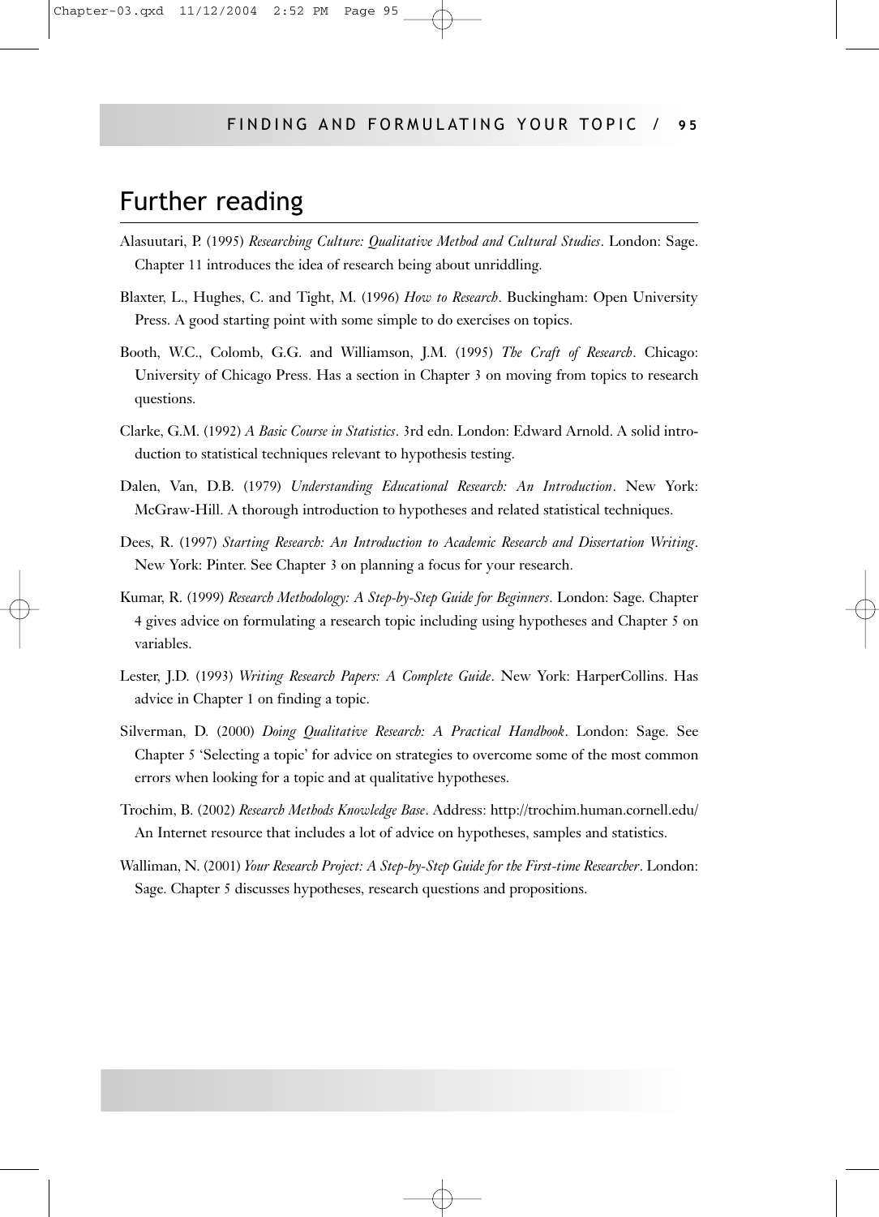## Further reading

Alasuutari, P. (1995) *Researching Culture: Qualitative Method and Cultural Studies*. London: Sage. Chapter 11 introduces the idea of research being about unriddling.

Blaxter, L., Hughes, C. and Tight, M. (1996) *How to Research*. Buckingham: Open University Press. A good starting point with some simple to do exercises on topics.

Booth, W.C., Colomb, G.G. and Williamson, J.M. (1995) *The Craft of Research*. Chicago: University of Chicago Press. Has a section in Chapter 3 on moving from topics to research questions.

Clarke, G.M. (1992) *A Basic Course in Statistics*. 3rd edn. London: Edward Arnold. A solid introduction to statistical techniques relevant to hypothesis testing.

Dalen, Van, D.B. (1979) *Understanding Educational Research: An Introduction*. New York: McGraw-Hill. A thorough introduction to hypotheses and related statistical techniques.

Dees, R. (1997) *Starting Research: An Introduction to Academic Research and Dissertation Writing*. New York: Pinter. See Chapter 3 on planning a focus for your research.

Kumar, R. (1999) *Research Methodology: A Step-by-Step Guide for Beginners*. London: Sage. Chapter 4 gives advice on formulating a research topic including using hypotheses and Chapter 5 on variables.

Lester, J.D. (1993) *Writing Research Papers: A Complete Guide*. New York: HarperCollins. Has advice in Chapter 1 on finding a topic.

Silverman, D. (2000) *Doing Qualitative Research: A Practical Handbook*. London: Sage. See Chapter 5 'Selecting a topic' for advice on strategies to overcome some of the most common errors when looking for a topic and at qualitative hypotheses.

Trochim, B. (2002) *Research Methods Knowledge Base*. Address: http://trochim.human.cornell.edu/ An Internet resource that includes a lot of advice on hypotheses, samples and statistics.

Walliman, N. (2001) *Your Research Project: A Step-by-Step Guide for the First-time Researcher*. London: Sage. Chapter 5 discusses hypotheses, research questions and propositions.